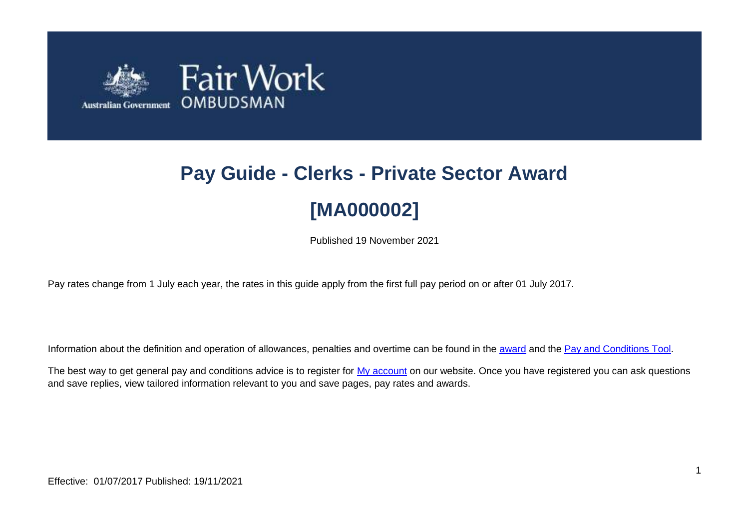# Pay Guide - Clerks - Private Sector Award

# [MA000002]

Published 19 November 2021

Pay rates change from 1 July each year, the rates in this guide apply from the first full pay period on or after 01 July 2017.

Information about the definition and operation of allowances, penalties and overtime can be found in the award and the Pay and Conditions Tool.

The best way to get general pay and conditions advice is to register for My account on our website. Once you have registered you can ask questions and save replies, view tailored information relevant to you and save pages, pay rates and awards.

Effective: 01/07/2017 Published: 19/11/2021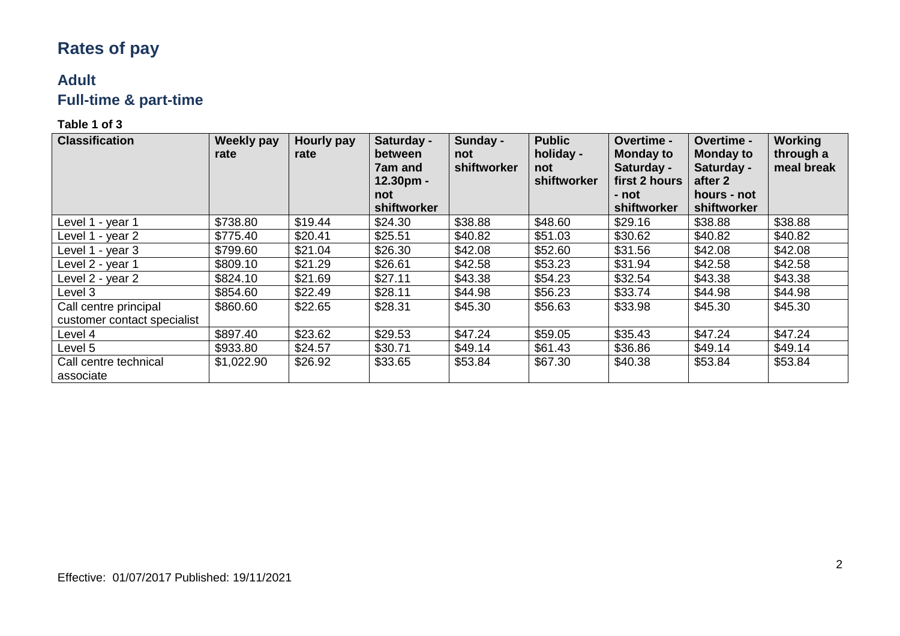# Rates of pay

## Adult

## Full-time & part-time

**Table 1 of 3**

| Classification | Weekly pay rate | Hourly pay rate | Saturday - between 7am and 12.30pm - not shiftworker | Sunday - not shiftworker | Public holiday - not shiftworker | Overtime - Monday to Saturday - first 2 hours - not shiftworker | Overtime - Monday to Saturday - after 2 hours - not shiftworker | Working through a meal break |
|---|---|---|---|---|---|---|---|---|
| Level 1 - year 1 | $738.80 | $19.44 | $24.30 | $38.88 | $48.60 | $29.16 | $38.88 | $38.88 |
| Level 1 - year 2 | $775.40 | $20.41 | $25.51 | $40.82 | $51.03 | $30.62 | $40.82 | $40.82 |
| Level 1 - year 3 | $799.60 | $21.04 | $26.30 | $42.08 | $52.60 | $31.56 | $42.08 | $42.08 |
| Level 2 - year 1 | $809.10 | $21.29 | $26.61 | $42.58 | $53.23 | $31.94 | $42.58 | $42.58 |
| Level 2 - year 2 | $824.10 | $21.69 | $27.11 | $43.38 | $54.23 | $32.54 | $43.38 | $43.38 |
| Level 3 | $854.60 | $22.49 | $28.11 | $44.98 | $56.23 | $33.74 | $44.98 | $44.98 |
| Call centre principal customer contact specialist | $860.60 | $22.65 | $28.31 | $45.30 | $56.63 | $33.98 | $45.30 | $45.30 |
| Level 4 | $897.40 | $23.62 | $29.53 | $47.24 | $59.05 | $35.43 | $47.24 | $47.24 |
| Level 5 | $933.80 | $24.57 | $30.71 | $49.14 | $61.43 | $36.86 | $49.14 | $49.14 |
| Call centre technical associate | $1,022.90 | $26.92 | $33.65 | $53.84 | $67.30 | $40.38 | $53.84 | $53.84 |

Effective: 01/07/2017 Published: 19/11/2021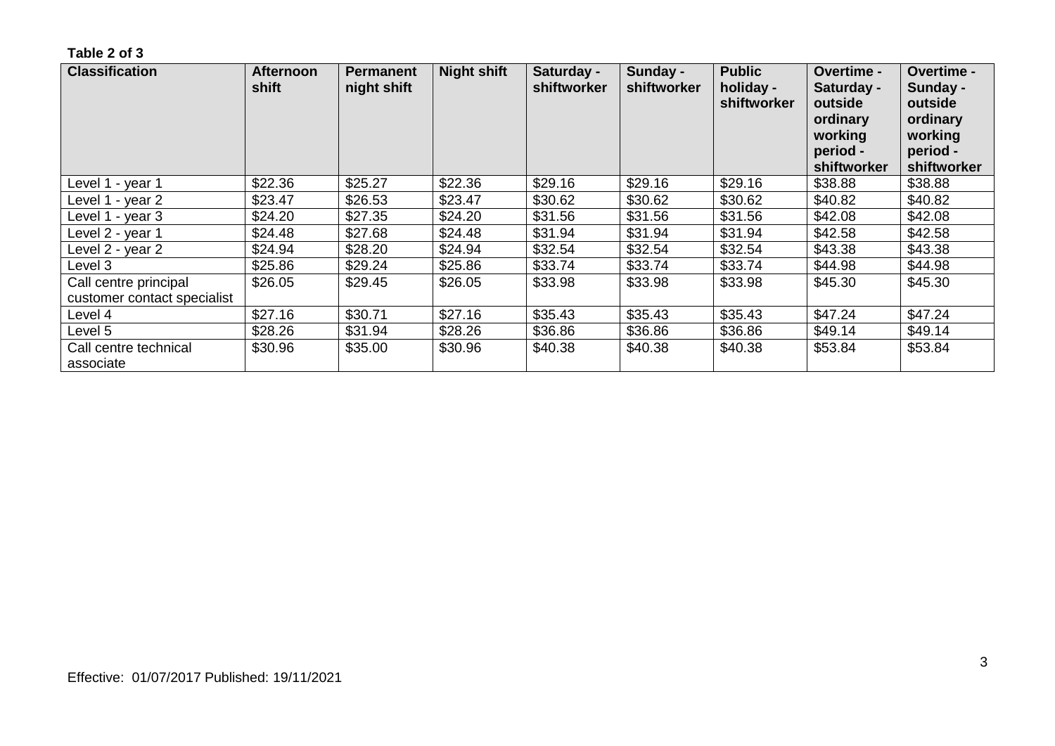**Table 2 of 3**

| Classification | Afternoon shift | Permanent night shift | Night shift | Saturday - shiftworker | Sunday - shiftworker | Public holiday - shiftworker | Overtime - Saturday - outside ordinary working period - shiftworker | Overtime - Sunday - outside ordinary working period - shiftworker |
|---|---|---|---|---|---|---|---|---|
| Level 1 - year 1 | $22.36 | $25.27 | $22.36 | $29.16 | $29.16 | $29.16 | $38.88 | $38.88 |
| Level 1 - year 2 | $23.47 | $26.53 | $23.47 | $30.62 | $30.62 | $30.62 | $40.82 | $40.82 |
| Level 1 - year 3 | $24.20 | $27.35 | $24.20 | $31.56 | $31.56 | $31.56 | $42.08 | $42.08 |
| Level 2 - year 1 | $24.48 | $27.68 | $24.48 | $31.94 | $31.94 | $31.94 | $42.58 | $42.58 |
| Level 2 - year 2 | $24.94 | $28.20 | $24.94 | $32.54 | $32.54 | $32.54 | $43.38 | $43.38 |
| Level 3 | $25.86 | $29.24 | $25.86 | $33.74 | $33.74 | $33.74 | $44.98 | $44.98 |
| Call centre principal customer contact specialist | $26.05 | $29.45 | $26.05 | $33.98 | $33.98 | $33.98 | $45.30 | $45.30 |
| Level 4 | $27.16 | $30.71 | $27.16 | $35.43 | $35.43 | $35.43 | $47.24 | $47.24 |
| Level 5 | $28.26 | $31.94 | $28.26 | $36.86 | $36.86 | $36.86 | $49.14 | $49.14 |
| Call centre technical associate | $30.96 | $35.00 | $30.96 | $40.38 | $40.38 | $40.38 | $53.84 | $53.84 |

Effective: 01/07/2017 Published: 19/11/2021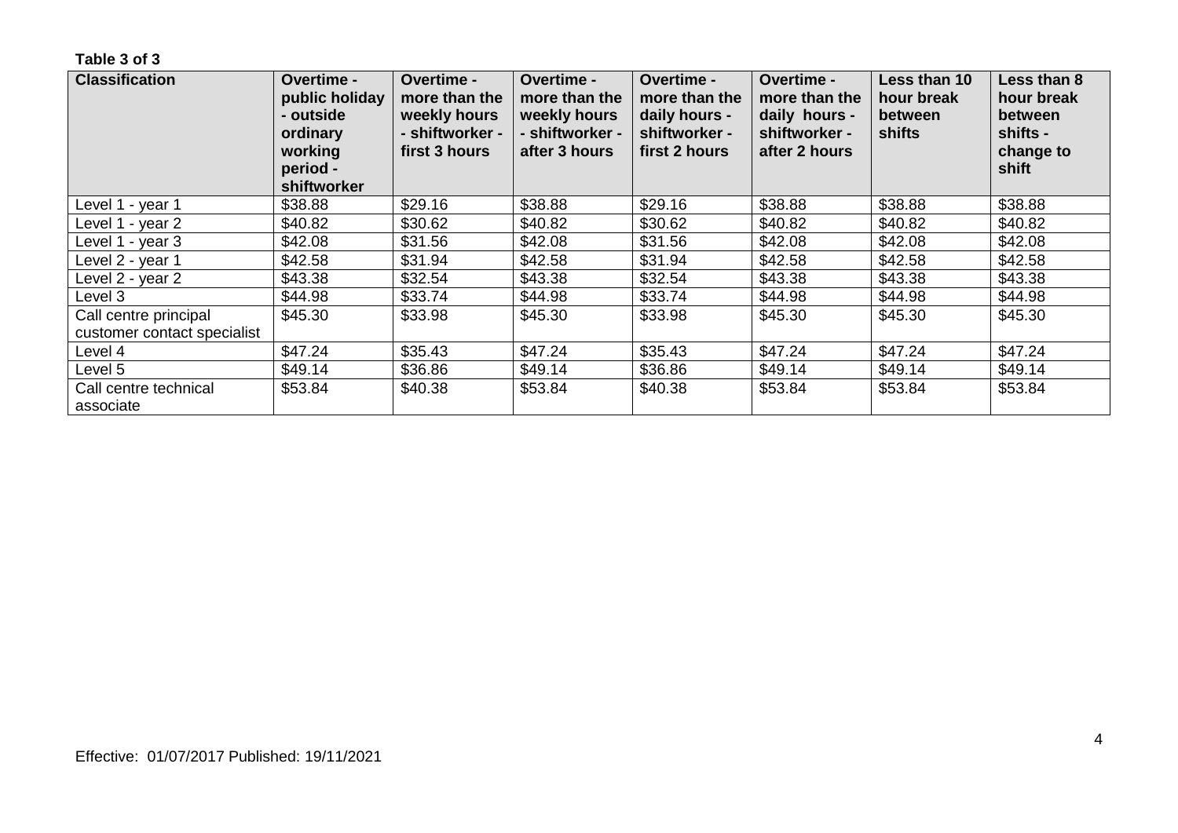**Table 3 of 3**

| Classification | Overtime - public holiday - outside ordinary working period - shiftworker | Overtime - more than the weekly hours - shiftworker - first 3 hours | Overtime - more than the weekly hours - shiftworker - after 3 hours | Overtime - more than the daily hours - shiftworker - first 2 hours | Overtime - more than the daily hours - shiftworker - after 2 hours | Less than 10 hour break between shifts | Less than 8 hour break between shifts - change to shift |
|---|---|---|---|---|---|---|---|
| Level 1 - year 1 | $38.88 | $29.16 | $38.88 | $29.16 | $38.88 | $38.88 | $38.88 |
| Level 1 - year 2 | $40.82 | $30.62 | $40.82 | $30.62 | $40.82 | $40.82 | $40.82 |
| Level 1 - year 3 | $42.08 | $31.56 | $42.08 | $31.56 | $42.08 | $42.08 | $42.08 |
| Level 2 - year 1 | $42.58 | $31.94 | $42.58 | $31.94 | $42.58 | $42.58 | $42.58 |
| Level 2 - year 2 | $43.38 | $32.54 | $43.38 | $32.54 | $43.38 | $43.38 | $43.38 |
| Level 3 | $44.98 | $33.74 | $44.98 | $33.74 | $44.98 | $44.98 | $44.98 |
| Call centre principal customer contact specialist | $45.30 | $33.98 | $45.30 | $33.98 | $45.30 | $45.30 | $45.30 |
| Level 4 | $47.24 | $35.43 | $47.24 | $35.43 | $47.24 | $47.24 | $47.24 |
| Level 5 | $49.14 | $36.86 | $49.14 | $36.86 | $49.14 | $49.14 | $49.14 |
| Call centre technical associate | $53.84 | $40.38 | $53.84 | $40.38 | $53.84 | $53.84 | $53.84 |

Effective: 01/07/2017 Published: 19/11/2021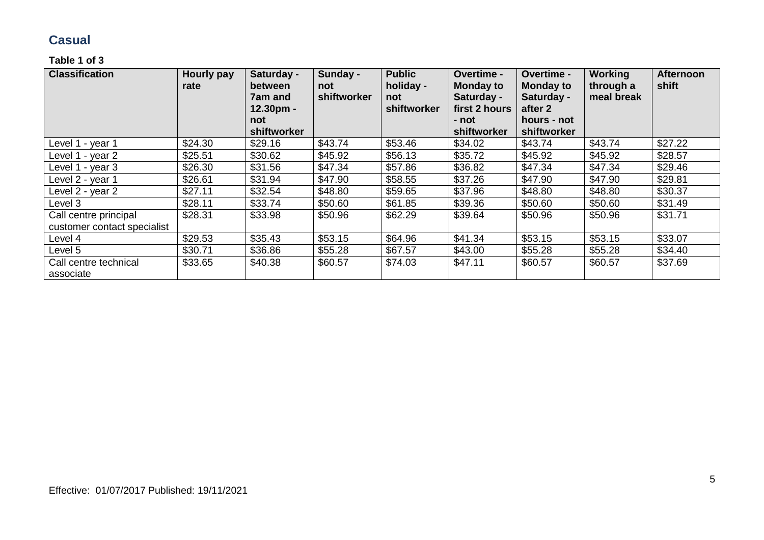## Casual

**Table 1 of 3**

| Classification | Hourly pay rate | Saturday - between 7am and 12.30pm - not shiftworker | Sunday - not shiftworker | Public holiday - not shiftworker | Overtime - Monday to Saturday - first 2 hours - not shiftworker | Overtime - Monday to Saturday - after 2 hours - not shiftworker | Working through a meal break | Afternoon shift |
|---|---|---|---|---|---|---|---|---|
| Level 1 - year 1 | $24.30 | $29.16 | $43.74 | $53.46 | $34.02 | $43.74 | $43.74 | $27.22 |
| Level 1 - year 2 | $25.51 | $30.62 | $45.92 | $56.13 | $35.72 | $45.92 | $45.92 | $28.57 |
| Level 1 - year 3 | $26.30 | $31.56 | $47.34 | $57.86 | $36.82 | $47.34 | $47.34 | $29.46 |
| Level 2 - year 1 | $26.61 | $31.94 | $47.90 | $58.55 | $37.26 | $47.90 | $47.90 | $29.81 |
| Level 2 - year 2 | $27.11 | $32.54 | $48.80 | $59.65 | $37.96 | $48.80 | $48.80 | $30.37 |
| Level 3 | $28.11 | $33.74 | $50.60 | $61.85 | $39.36 | $50.60 | $50.60 | $31.49 |
| Call centre principal customer contact specialist | $28.31 | $33.98 | $50.96 | $62.29 | $39.64 | $50.96 | $50.96 | $31.71 |
| Level 4 | $29.53 | $35.43 | $53.15 | $64.96 | $41.34 | $53.15 | $53.15 | $33.07 |
| Level 5 | $30.71 | $36.86 | $55.28 | $67.57 | $43.00 | $55.28 | $55.28 | $34.40 |
| Call centre technical associate | $33.65 | $40.38 | $60.57 | $74.03 | $47.11 | $60.57 | $60.57 | $37.69 |

Effective: 01/07/2017 Published: 19/11/2021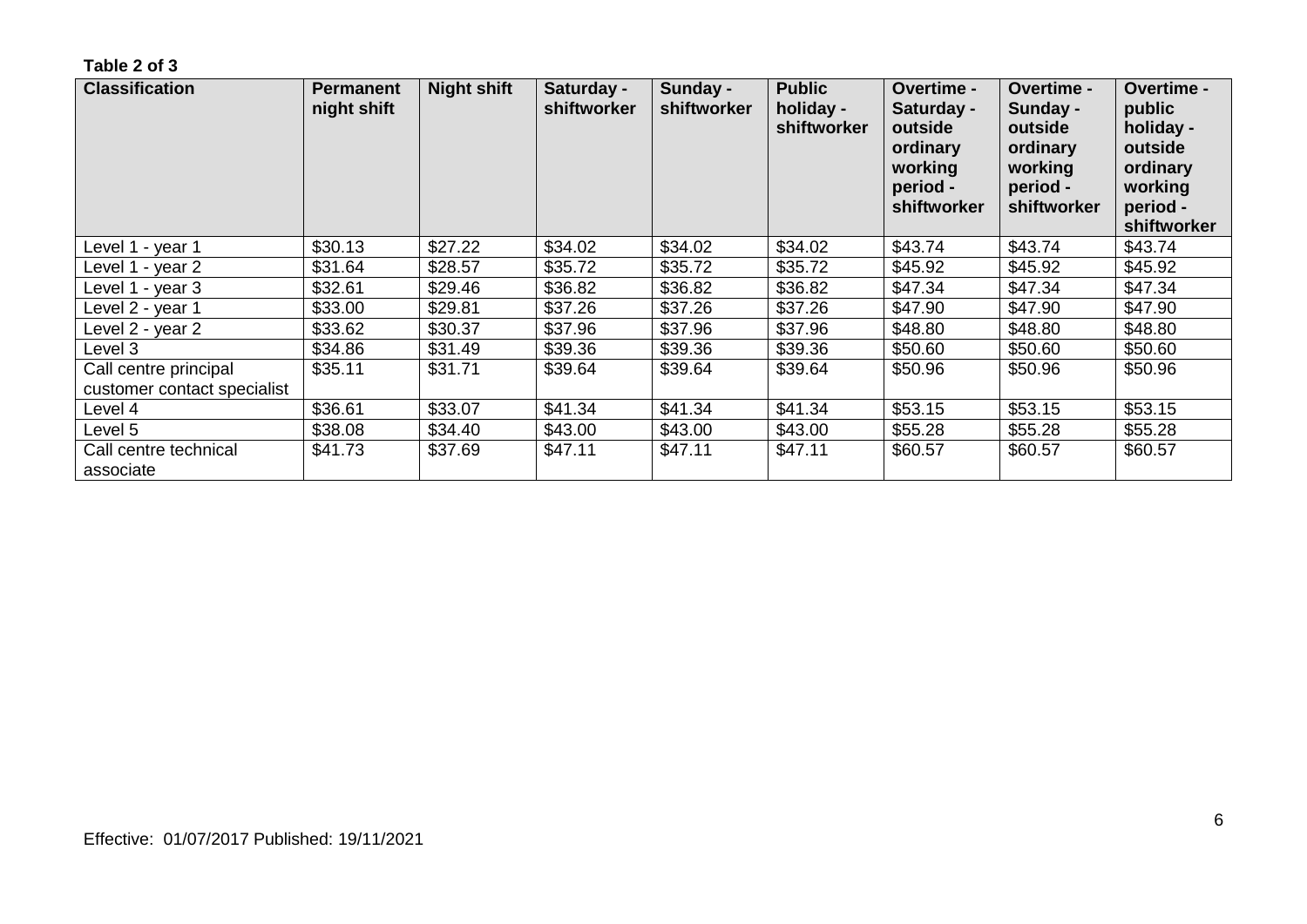**Table 2 of 3**

| Classification | Permanent night shift | Night shift | Saturday - shiftworker | Sunday - shiftworker | Public holiday - shiftworker | Overtime - Saturday - outside ordinary working period - shiftworker | Overtime - Sunday - outside ordinary working period - shiftworker | Overtime - public holiday - outside ordinary working period - shiftworker |
|---|---|---|---|---|---|---|---|---|
| Level 1 - year 1 | $30.13 | $27.22 | $34.02 | $34.02 | $34.02 | $43.74 | $43.74 | $43.74 |
| Level 1 - year 2 | $31.64 | $28.57 | $35.72 | $35.72 | $35.72 | $45.92 | $45.92 | $45.92 |
| Level 1 - year 3 | $32.61 | $29.46 | $36.82 | $36.82 | $36.82 | $47.34 | $47.34 | $47.34 |
| Level 2 - year 1 | $33.00 | $29.81 | $37.26 | $37.26 | $37.26 | $47.90 | $47.90 | $47.90 |
| Level 2 - year 2 | $33.62 | $30.37 | $37.96 | $37.96 | $37.96 | $48.80 | $48.80 | $48.80 |
| Level 3 | $34.86 | $31.49 | $39.36 | $39.36 | $39.36 | $50.60 | $50.60 | $50.60 |
| Call centre principal customer contact specialist | $35.11 | $31.71 | $39.64 | $39.64 | $39.64 | $50.96 | $50.96 | $50.96 |
| Level 4 | $36.61 | $33.07 | $41.34 | $41.34 | $41.34 | $53.15 | $53.15 | $53.15 |
| Level 5 | $38.08 | $34.40 | $43.00 | $43.00 | $43.00 | $55.28 | $55.28 | $55.28 |
| Call centre technical associate | $41.73 | $37.69 | $47.11 | $47.11 | $47.11 | $60.57 | $60.57 | $60.57 |

Effective: 01/07/2017 Published: 19/11/2021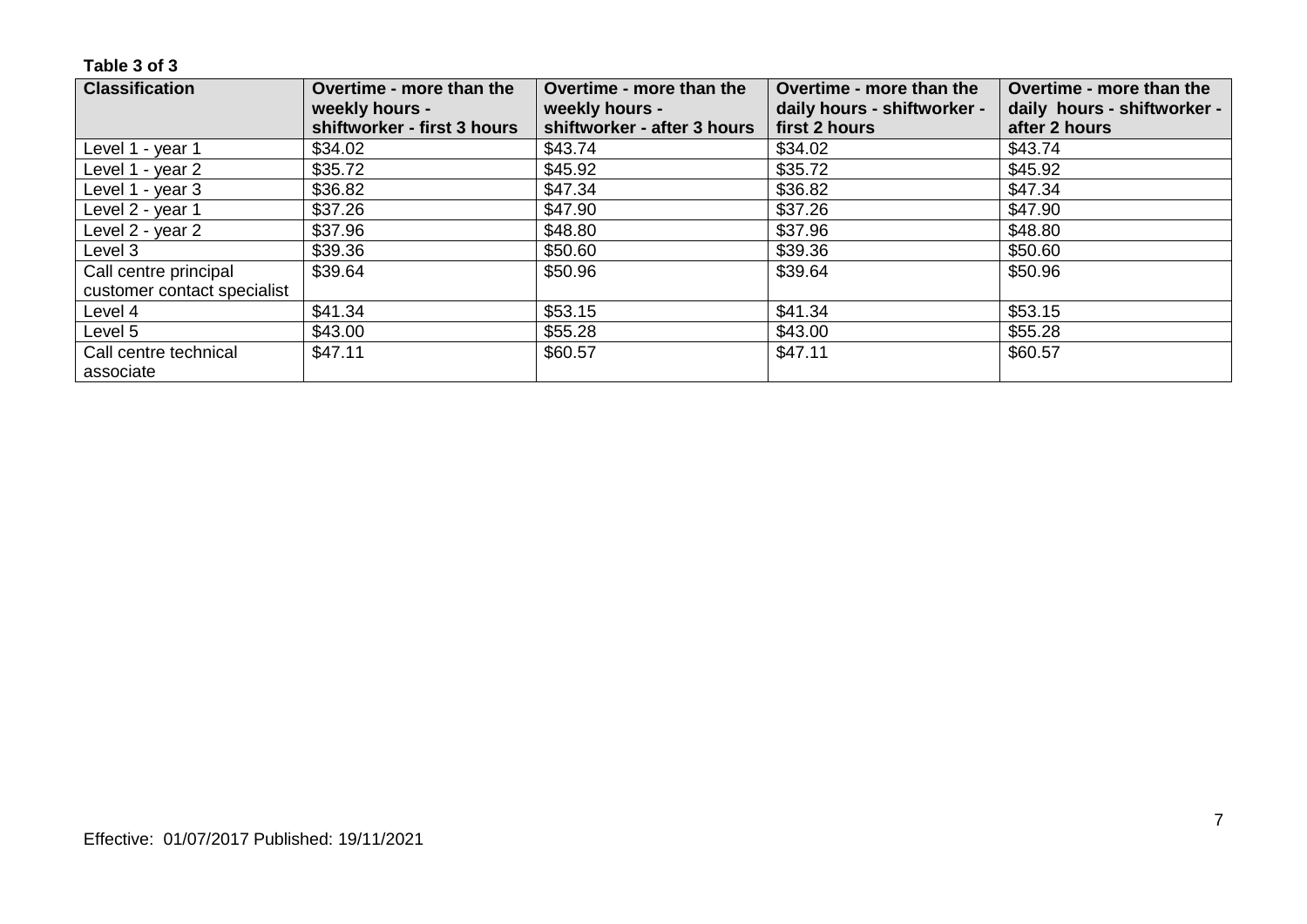**Table 3 of 3**

| Classification | Overtime - more than the weekly hours - shiftworker - first 3 hours | Overtime - more than the weekly hours - shiftworker - after 3 hours | Overtime - more than the daily hours - shiftworker - first 2 hours | Overtime - more than the daily hours - shiftworker - after 2 hours |
|---|---|---|---|---|
| Level 1 - year 1 | $34.02 | $43.74 | $34.02 | $43.74 |
| Level 1 - year 2 | $35.72 | $45.92 | $35.72 | $45.92 |
| Level 1 - year 3 | $36.82 | $47.34 | $36.82 | $47.34 |
| Level 2 - year 1 | $37.26 | $47.90 | $37.26 | $47.90 |
| Level 2 - year 2 | $37.96 | $48.80 | $37.96 | $48.80 |
| Level 3 | $39.36 | $50.60 | $39.36 | $50.60 |
| Call centre principal customer contact specialist | $39.64 | $50.96 | $39.64 | $50.96 |
| Level 4 | $41.34 | $53.15 | $41.34 | $53.15 |
| Level 5 | $43.00 | $55.28 | $43.00 | $55.28 |
| Call centre technical associate | $47.11 | $60.57 | $47.11 | $60.57 |

Effective: 01/07/2017 Published: 19/11/2021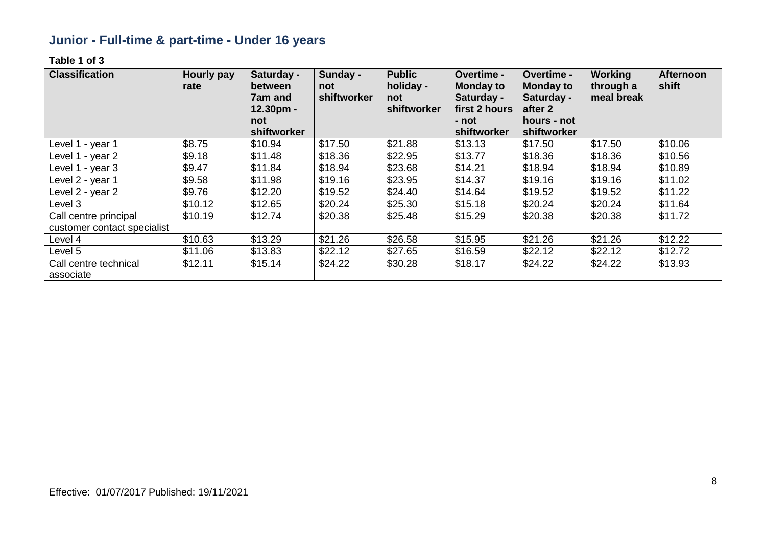## Junior - Full-time & part-time - Under 16 years

**Table 1 of 3**

| Classification | Hourly pay rate | Saturday - between 7am and 12.30pm - not shiftworker | Sunday - not shiftworker | Public holiday - not shiftworker | Overtime - Monday to Saturday - first 2 hours - not shiftworker | Overtime - Monday to Saturday - after 2 hours - not shiftworker | Working through a meal break | Afternoon shift |
|---|---|---|---|---|---|---|---|---|
| Level 1 - year 1 | $8.75 | $10.94 | $17.50 | $21.88 | $13.13 | $17.50 | $17.50 | $10.06 |
| Level 1 - year 2 | $9.18 | $11.48 | $18.36 | $22.95 | $13.77 | $18.36 | $18.36 | $10.56 |
| Level 1 - year 3 | $9.47 | $11.84 | $18.94 | $23.68 | $14.21 | $18.94 | $18.94 | $10.89 |
| Level 2 - year 1 | $9.58 | $11.98 | $19.16 | $23.95 | $14.37 | $19.16 | $19.16 | $11.02 |
| Level 2 - year 2 | $9.76 | $12.20 | $19.52 | $24.40 | $14.64 | $19.52 | $19.52 | $11.22 |
| Level 3 | $10.12 | $12.65 | $20.24 | $25.30 | $15.18 | $20.24 | $20.24 | $11.64 |
| Call centre principal customer contact specialist | $10.19 | $12.74 | $20.38 | $25.48 | $15.29 | $20.38 | $20.38 | $11.72 |
| Level 4 | $10.63 | $13.29 | $21.26 | $26.58 | $15.95 | $21.26 | $21.26 | $12.22 |
| Level 5 | $11.06 | $13.83 | $22.12 | $27.65 | $16.59 | $22.12 | $22.12 | $12.72 |
| Call centre technical associate | $12.11 | $15.14 | $24.22 | $30.28 | $18.17 | $24.22 | $24.22 | $13.93 |

Effective: 01/07/2017 Published: 19/11/2021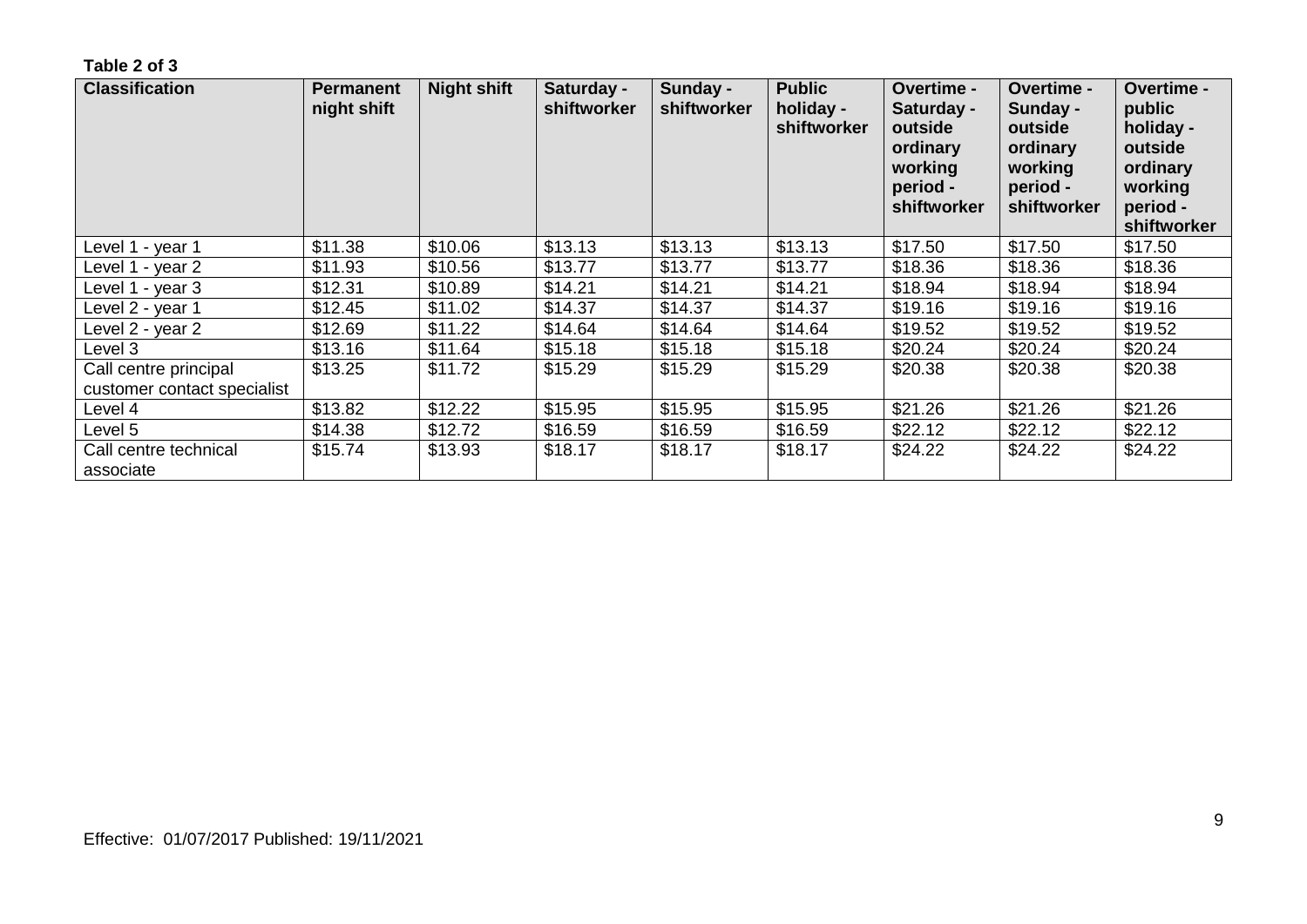**Table 2 of 3**

| Classification | Permanent night shift | Night shift | Saturday - shiftworker | Sunday - shiftworker | Public holiday - shiftworker | Overtime - Saturday - outside ordinary working period - shiftworker | Overtime - Sunday - outside ordinary working period - shiftworker | Overtime - public holiday - outside ordinary working period - shiftworker |
|---|---|---|---|---|---|---|---|---|
| Level 1 - year 1 | $11.38 | $10.06 | $13.13 | $13.13 | $13.13 | $17.50 | $17.50 | $17.50 |
| Level 1 - year 2 | $11.93 | $10.56 | $13.77 | $13.77 | $13.77 | $18.36 | $18.36 | $18.36 |
| Level 1 - year 3 | $12.31 | $10.89 | $14.21 | $14.21 | $14.21 | $18.94 | $18.94 | $18.94 |
| Level 2 - year 1 | $12.45 | $11.02 | $14.37 | $14.37 | $14.37 | $19.16 | $19.16 | $19.16 |
| Level 2 - year 2 | $12.69 | $11.22 | $14.64 | $14.64 | $14.64 | $19.52 | $19.52 | $19.52 |
| Level 3 | $13.16 | $11.64 | $15.18 | $15.18 | $15.18 | $20.24 | $20.24 | $20.24 |
| Call centre principal customer contact specialist | $13.25 | $11.72 | $15.29 | $15.29 | $15.29 | $20.38 | $20.38 | $20.38 |
| Level 4 | $13.82 | $12.22 | $15.95 | $15.95 | $15.95 | $21.26 | $21.26 | $21.26 |
| Level 5 | $14.38 | $12.72 | $16.59 | $16.59 | $16.59 | $22.12 | $22.12 | $22.12 |
| Call centre technical associate | $15.74 | $13.93 | $18.17 | $18.17 | $18.17 | $24.22 | $24.22 | $24.22 |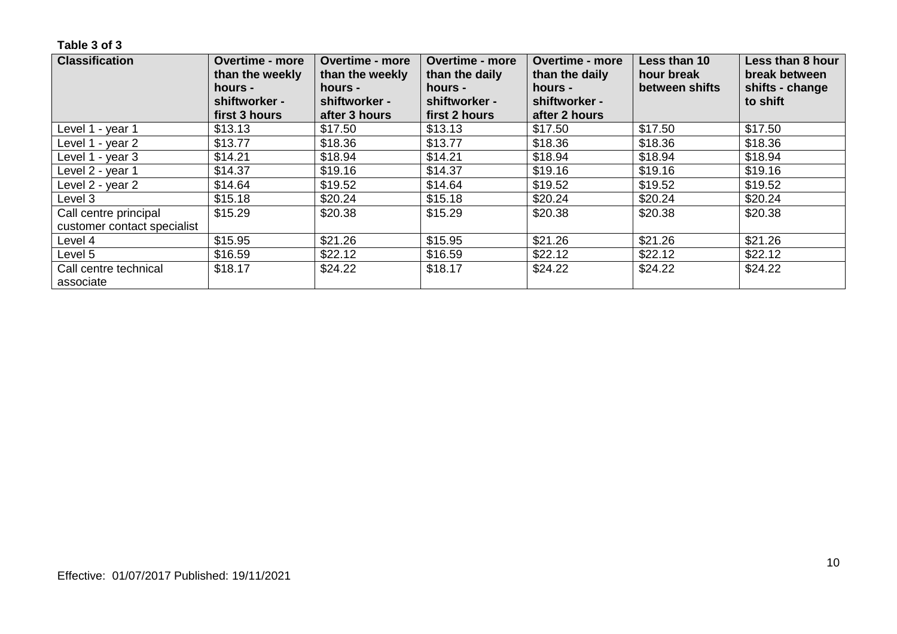**Table 3 of 3**

| Classification | Overtime - more than the weekly hours - shiftworker - first 3 hours | Overtime - more than the weekly hours - shiftworker - after 3 hours | Overtime - more than the daily hours - shiftworker - first 2 hours | Overtime - more than the daily hours - shiftworker - after 2 hours | Less than 10 hour break between shifts | Less than 8 hour break between shifts - change to shift |
|---|---|---|---|---|---|---|
| Level 1 - year 1 | $13.13 | $17.50 | $13.13 | $17.50 | $17.50 | $17.50 |
| Level 1 - year 2 | $13.77 | $18.36 | $13.77 | $18.36 | $18.36 | $18.36 |
| Level 1 - year 3 | $14.21 | $18.94 | $14.21 | $18.94 | $18.94 | $18.94 |
| Level 2 - year 1 | $14.37 | $19.16 | $14.37 | $19.16 | $19.16 | $19.16 |
| Level 2 - year 2 | $14.64 | $19.52 | $14.64 | $19.52 | $19.52 | $19.52 |
| Level 3 | $15.18 | $20.24 | $15.18 | $20.24 | $20.24 | $20.24 |
| Call centre principal customer contact specialist | $15.29 | $20.38 | $15.29 | $20.38 | $20.38 | $20.38 |
| Level 4 | $15.95 | $21.26 | $15.95 | $21.26 | $21.26 | $21.26 |
| Level 5 | $16.59 | $22.12 | $16.59 | $22.12 | $22.12 | $22.12 |
| Call centre technical associate | $18.17 | $24.22 | $18.17 | $24.22 | $24.22 | $24.22 |

Effective: 01/07/2017 Published: 19/11/2021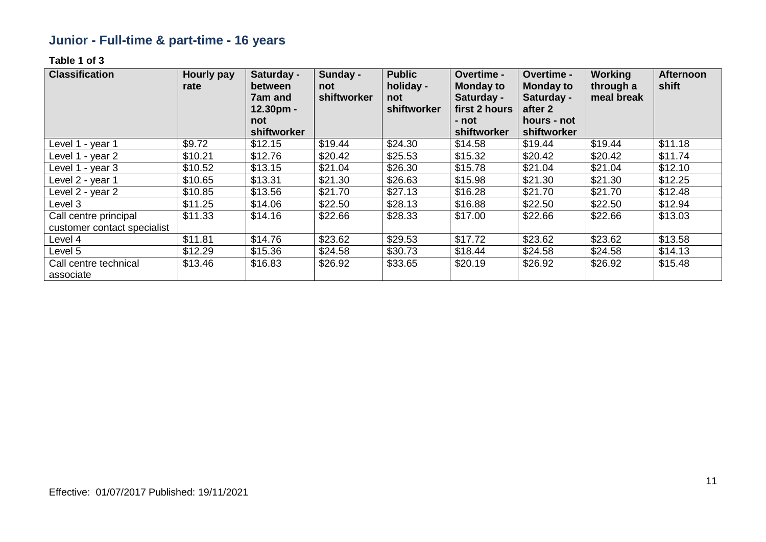## Junior - Full-time & part-time - 16 years

**Table 1 of 3**

| Classification | Hourly pay rate | Saturday - between 7am and 12.30pm - not shiftworker | Sunday - not shiftworker | Public holiday - not shiftworker | Overtime - Monday to Saturday - first 2 hours - not shiftworker | Overtime - Monday to Saturday - after 2 hours - not shiftworker | Working through a meal break | Afternoon shift |
|---|---|---|---|---|---|---|---|---|
| Level 1 - year 1 | $9.72 | $12.15 | $19.44 | $24.30 | $14.58 | $19.44 | $19.44 | $11.18 |
| Level 1 - year 2 | $10.21 | $12.76 | $20.42 | $25.53 | $15.32 | $20.42 | $20.42 | $11.74 |
| Level 1 - year 3 | $10.52 | $13.15 | $21.04 | $26.30 | $15.78 | $21.04 | $21.04 | $12.10 |
| Level 2 - year 1 | $10.65 | $13.31 | $21.30 | $26.63 | $15.98 | $21.30 | $21.30 | $12.25 |
| Level 2 - year 2 | $10.85 | $13.56 | $21.70 | $27.13 | $16.28 | $21.70 | $21.70 | $12.48 |
| Level 3 | $11.25 | $14.06 | $22.50 | $28.13 | $16.88 | $22.50 | $22.50 | $12.94 |
| Call centre principal customer contact specialist | $11.33 | $14.16 | $22.66 | $28.33 | $17.00 | $22.66 | $22.66 | $13.03 |
| Level 4 | $11.81 | $14.76 | $23.62 | $29.53 | $17.72 | $23.62 | $23.62 | $13.58 |
| Level 5 | $12.29 | $15.36 | $24.58 | $30.73 | $18.44 | $24.58 | $24.58 | $14.13 |
| Call centre technical associate | $13.46 | $16.83 | $26.92 | $33.65 | $20.19 | $26.92 | $26.92 | $15.48 |

Effective: 01/07/2017 Published: 19/11/2021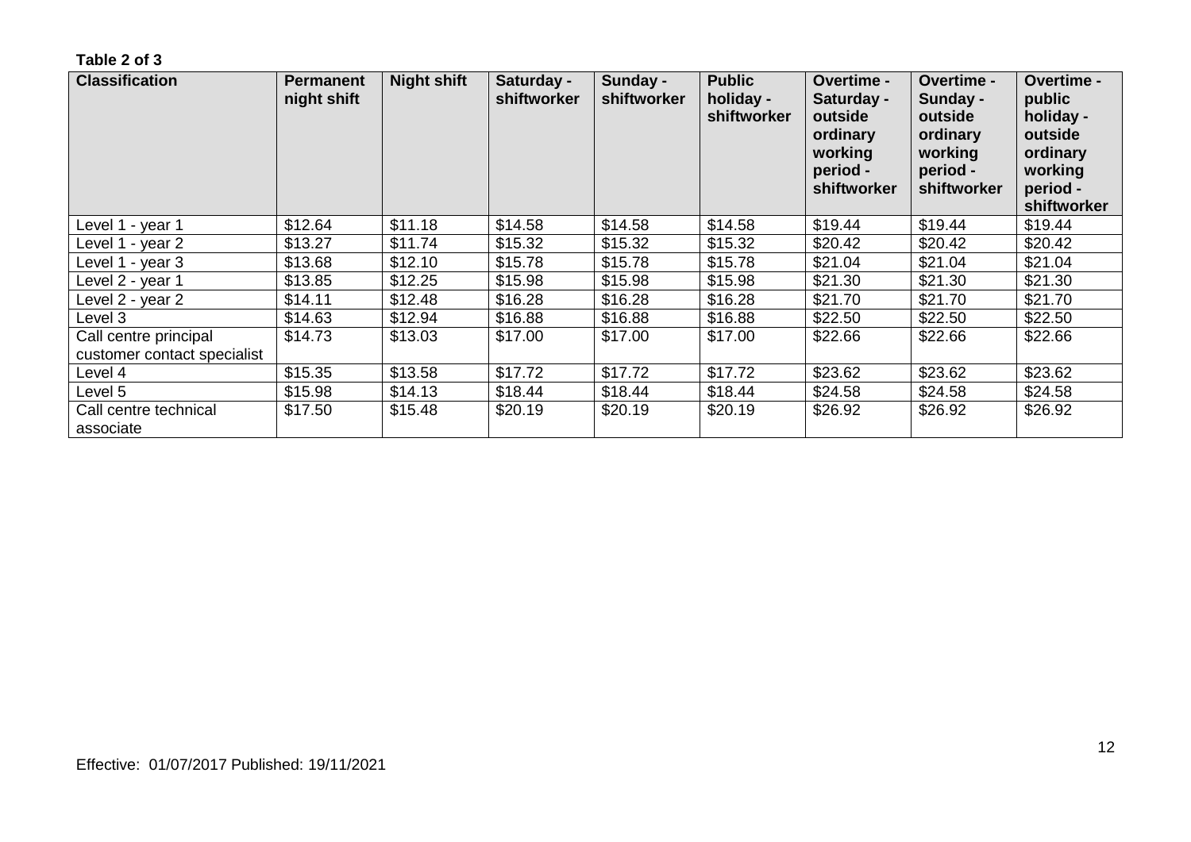**Table 2 of 3**

| Classification | Permanent night shift | Night shift | Saturday - shiftworker | Sunday - shiftworker | Public holiday - shiftworker | Overtime - Saturday - outside ordinary working period - shiftworker | Overtime - Sunday - outside ordinary working period - shiftworker | Overtime - public holiday - outside ordinary working period - shiftworker |
|---|---|---|---|---|---|---|---|---|
| Level 1 - year 1 | $12.64 | $11.18 | $14.58 | $14.58 | $14.58 | $19.44 | $19.44 | $19.44 |
| Level 1 - year 2 | $13.27 | $11.74 | $15.32 | $15.32 | $15.32 | $20.42 | $20.42 | $20.42 |
| Level 1 - year 3 | $13.68 | $12.10 | $15.78 | $15.78 | $15.78 | $21.04 | $21.04 | $21.04 |
| Level 2 - year 1 | $13.85 | $12.25 | $15.98 | $15.98 | $15.98 | $21.30 | $21.30 | $21.30 |
| Level 2 - year 2 | $14.11 | $12.48 | $16.28 | $16.28 | $16.28 | $21.70 | $21.70 | $21.70 |
| Level 3 | $14.63 | $12.94 | $16.88 | $16.88 | $16.88 | $22.50 | $22.50 | $22.50 |
| Call centre principal customer contact specialist | $14.73 | $13.03 | $17.00 | $17.00 | $17.00 | $22.66 | $22.66 | $22.66 |
| Level 4 | $15.35 | $13.58 | $17.72 | $17.72 | $17.72 | $23.62 | $23.62 | $23.62 |
| Level 5 | $15.98 | $14.13 | $18.44 | $18.44 | $18.44 | $24.58 | $24.58 | $24.58 |
| Call centre technical associate | $17.50 | $15.48 | $20.19 | $20.19 | $20.19 | $26.92 | $26.92 | $26.92 |

Effective: 01/07/2017 Published: 19/11/2021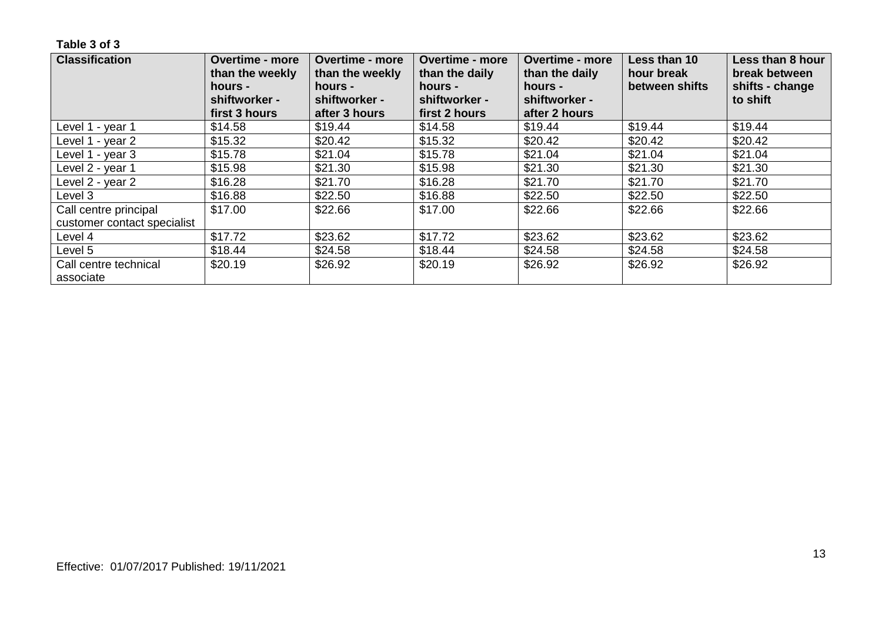**Table 3 of 3**

| Classification | Overtime - more than the weekly hours - shiftworker - first 3 hours | Overtime - more than the weekly hours - shiftworker - after 3 hours | Overtime - more than the daily hours - shiftworker - first 2 hours | Overtime - more than the daily hours - shiftworker - after 2 hours | Less than 10 hour break between shifts | Less than 8 hour break between shifts - change to shift |
|---|---|---|---|---|---|---|
| Level 1 - year 1 | $14.58 | $19.44 | $14.58 | $19.44 | $19.44 | $19.44 |
| Level 1 - year 2 | $15.32 | $20.42 | $15.32 | $20.42 | $20.42 | $20.42 |
| Level 1 - year 3 | $15.78 | $21.04 | $15.78 | $21.04 | $21.04 | $21.04 |
| Level 2 - year 1 | $15.98 | $21.30 | $15.98 | $21.30 | $21.30 | $21.30 |
| Level 2 - year 2 | $16.28 | $21.70 | $16.28 | $21.70 | $21.70 | $21.70 |
| Level 3 | $16.88 | $22.50 | $16.88 | $22.50 | $22.50 | $22.50 |
| Call centre principal customer contact specialist | $17.00 | $22.66 | $17.00 | $22.66 | $22.66 | $22.66 |
| Level 4 | $17.72 | $23.62 | $17.72 | $23.62 | $23.62 | $23.62 |
| Level 5 | $18.44 | $24.58 | $18.44 | $24.58 | $24.58 | $24.58 |
| Call centre technical associate | $20.19 | $26.92 | $20.19 | $26.92 | $26.92 | $26.92 |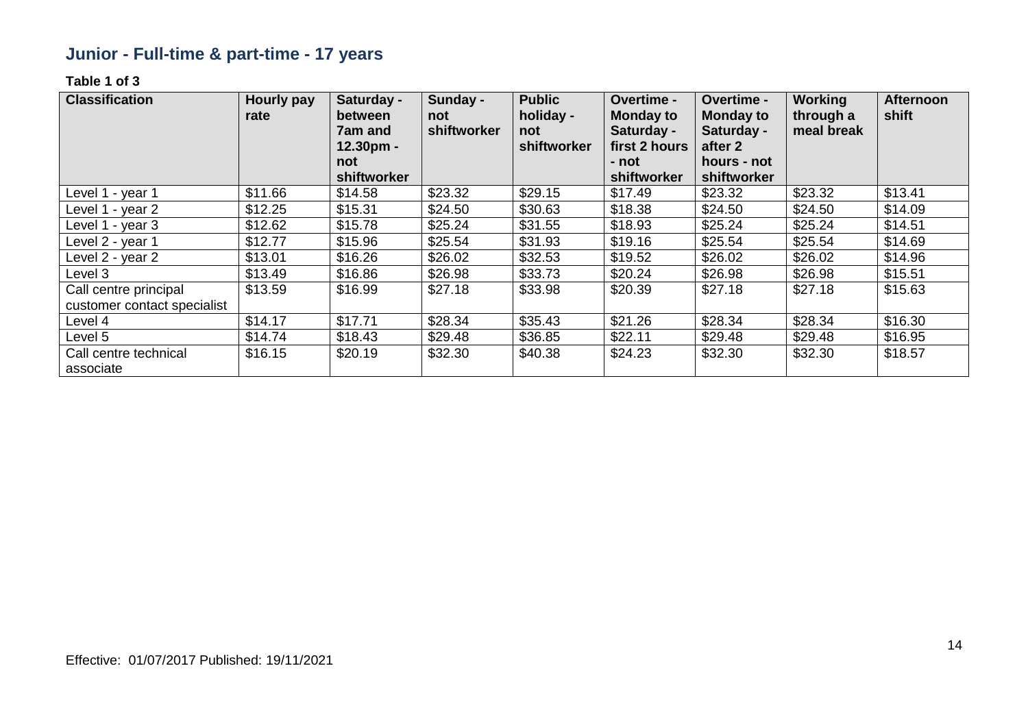## Junior - Full-time & part-time - 17 years

**Table 1 of 3**

| Classification | Hourly pay rate | Saturday - between 7am and 12.30pm - not shiftworker | Sunday - not shiftworker | Public holiday - not shiftworker | Overtime - Monday to Saturday - first 2 hours - not shiftworker | Overtime - Monday to Saturday - after 2 hours - not shiftworker | Working through a meal break | Afternoon shift |
|---|---|---|---|---|---|---|---|---|
| Level 1 - year 1 | $11.66 | $14.58 | $23.32 | $29.15 | $17.49 | $23.32 | $23.32 | $13.41 |
| Level 1 - year 2 | $12.25 | $15.31 | $24.50 | $30.63 | $18.38 | $24.50 | $24.50 | $14.09 |
| Level 1 - year 3 | $12.62 | $15.78 | $25.24 | $31.55 | $18.93 | $25.24 | $25.24 | $14.51 |
| Level 2 - year 1 | $12.77 | $15.96 | $25.54 | $31.93 | $19.16 | $25.54 | $25.54 | $14.69 |
| Level 2 - year 2 | $13.01 | $16.26 | $26.02 | $32.53 | $19.52 | $26.02 | $26.02 | $14.96 |
| Level 3 | $13.49 | $16.86 | $26.98 | $33.73 | $20.24 | $26.98 | $26.98 | $15.51 |
| Call centre principal customer contact specialist | $13.59 | $16.99 | $27.18 | $33.98 | $20.39 | $27.18 | $27.18 | $15.63 |
| Level 4 | $14.17 | $17.71 | $28.34 | $35.43 | $21.26 | $28.34 | $28.34 | $16.30 |
| Level 5 | $14.74 | $18.43 | $29.48 | $36.85 | $22.11 | $29.48 | $29.48 | $16.95 |
| Call centre technical associate | $16.15 | $20.19 | $32.30 | $40.38 | $24.23 | $32.30 | $32.30 | $18.57 |

Effective: 01/07/2017 Published: 19/11/2021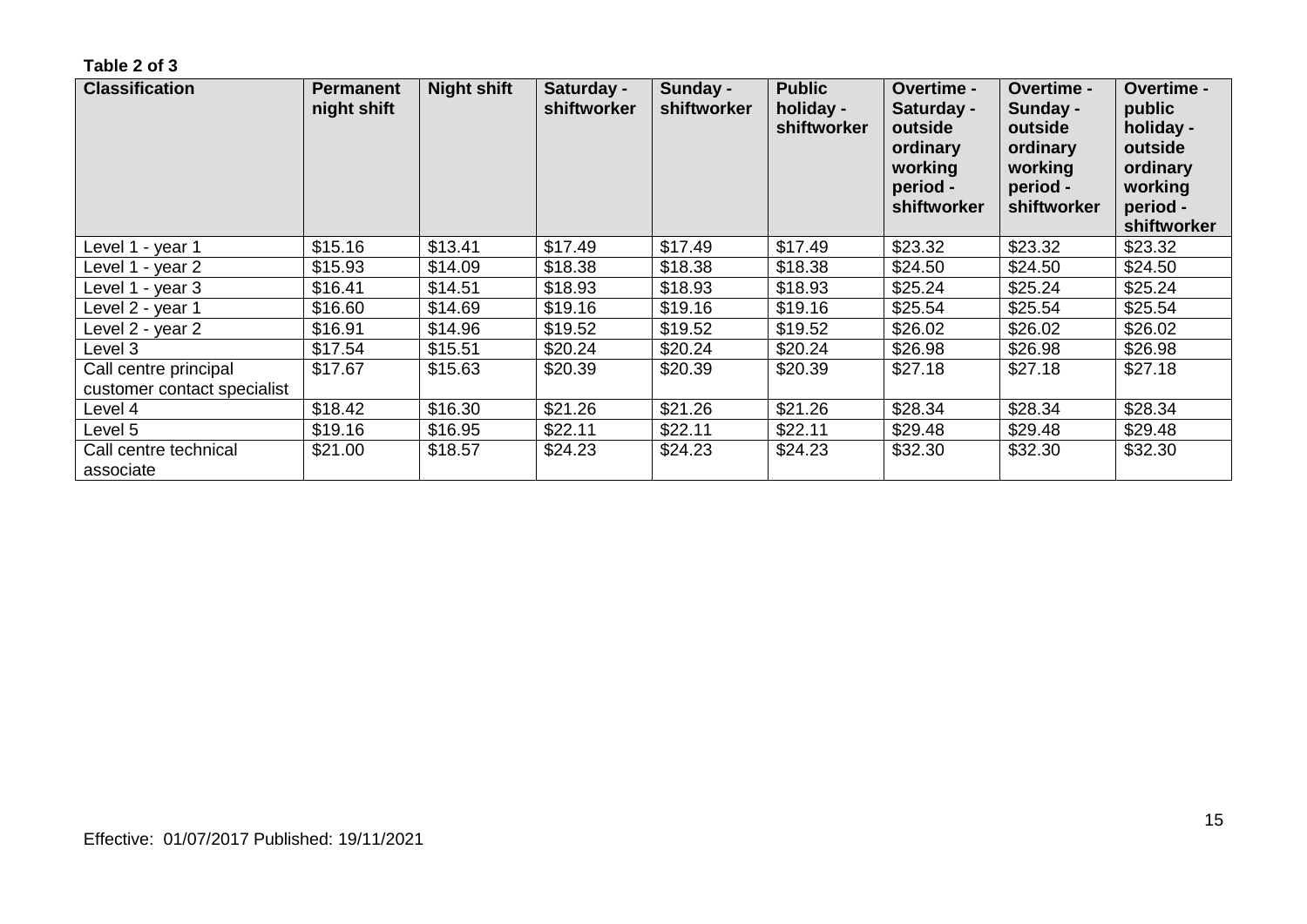**Table 2 of 3**

| Classification | Permanent night shift | Night shift | Saturday - shiftworker | Sunday - shiftworker | Public holiday - shiftworker | Overtime - Saturday - outside ordinary working period - shiftworker | Overtime - Sunday - outside ordinary working period - shiftworker | Overtime - public holiday - outside ordinary working period - shiftworker |
|---|---|---|---|---|---|---|---|---|
| Level 1 - year 1 | $15.16 | $13.41 | $17.49 | $17.49 | $17.49 | $23.32 | $23.32 | $23.32 |
| Level 1 - year 2 | $15.93 | $14.09 | $18.38 | $18.38 | $18.38 | $24.50 | $24.50 | $24.50 |
| Level 1 - year 3 | $16.41 | $14.51 | $18.93 | $18.93 | $18.93 | $25.24 | $25.24 | $25.24 |
| Level 2 - year 1 | $16.60 | $14.69 | $19.16 | $19.16 | $19.16 | $25.54 | $25.54 | $25.54 |
| Level 2 - year 2 | $16.91 | $14.96 | $19.52 | $19.52 | $19.52 | $26.02 | $26.02 | $26.02 |
| Level 3 | $17.54 | $15.51 | $20.24 | $20.24 | $20.24 | $26.98 | $26.98 | $26.98 |
| Call centre principal customer contact specialist | $17.67 | $15.63 | $20.39 | $20.39 | $20.39 | $27.18 | $27.18 | $27.18 |
| Level 4 | $18.42 | $16.30 | $21.26 | $21.26 | $21.26 | $28.34 | $28.34 | $28.34 |
| Level 5 | $19.16 | $16.95 | $22.11 | $22.11 | $22.11 | $29.48 | $29.48 | $29.48 |
| Call centre technical associate | $21.00 | $18.57 | $24.23 | $24.23 | $24.23 | $32.30 | $32.30 | $32.30 |

Effective: 01/07/2017 Published: 19/11/2021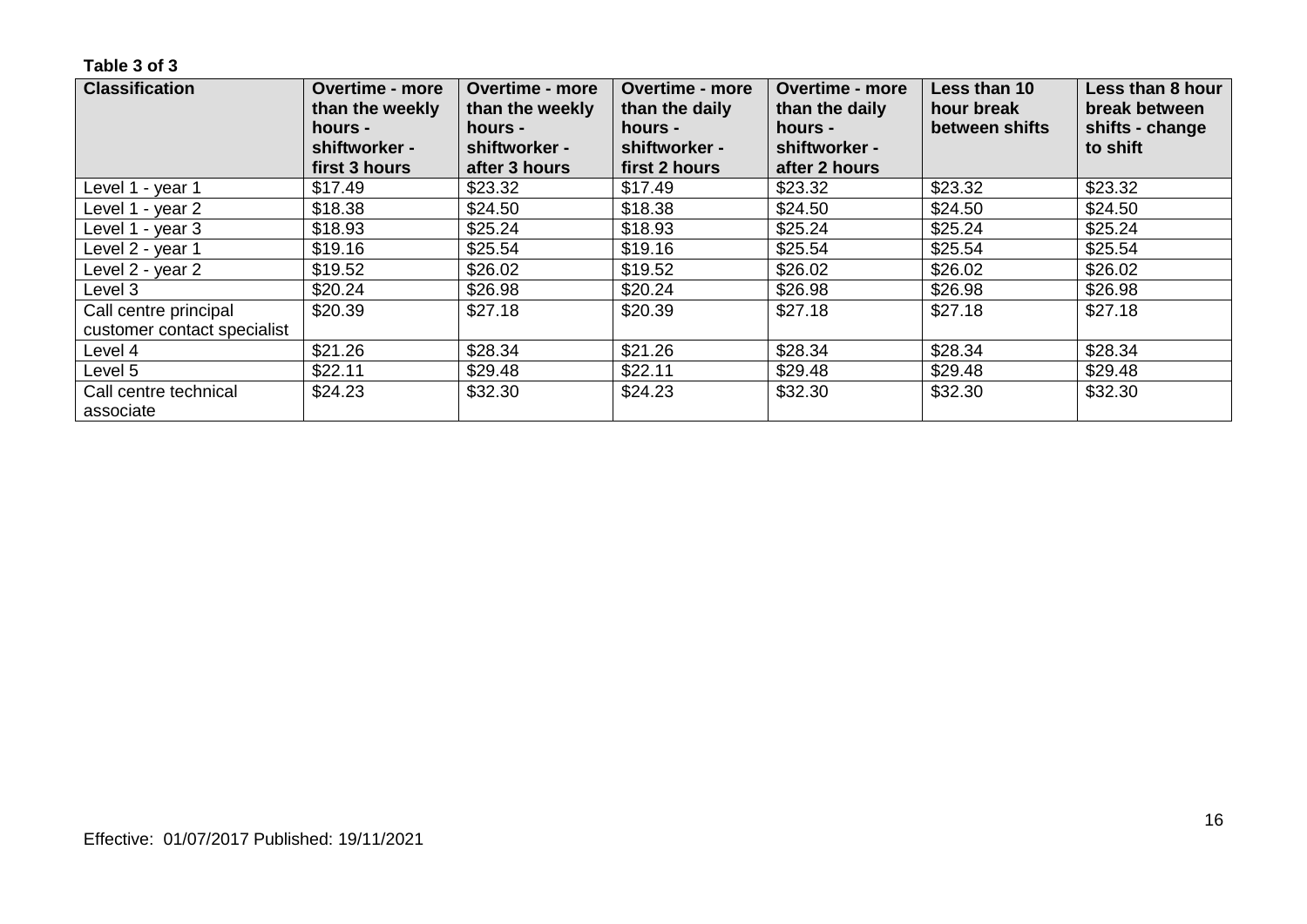**Table 3 of 3**

| Classification | Overtime - more than the weekly hours - shiftworker - first 3 hours | Overtime - more than the weekly hours - shiftworker - after 3 hours | Overtime - more than the daily hours - shiftworker - first 2 hours | Overtime - more than the daily hours - shiftworker - after 2 hours | Less than 10 hour break between shifts | Less than 8 hour break between shifts - change to shift |
|---|---|---|---|---|---|---|
| Level 1 - year 1 | $17.49 | $23.32 | $17.49 | $23.32 | $23.32 | $23.32 |
| Level 1 - year 2 | $18.38 | $24.50 | $18.38 | $24.50 | $24.50 | $24.50 |
| Level 1 - year 3 | $18.93 | $25.24 | $18.93 | $25.24 | $25.24 | $25.24 |
| Level 2 - year 1 | $19.16 | $25.54 | $19.16 | $25.54 | $25.54 | $25.54 |
| Level 2 - year 2 | $19.52 | $26.02 | $19.52 | $26.02 | $26.02 | $26.02 |
| Level 3 | $20.24 | $26.98 | $20.24 | $26.98 | $26.98 | $26.98 |
| Call centre principal customer contact specialist | $20.39 | $27.18 | $20.39 | $27.18 | $27.18 | $27.18 |
| Level 4 | $21.26 | $28.34 | $21.26 | $28.34 | $28.34 | $28.34 |
| Level 5 | $22.11 | $29.48 | $22.11 | $29.48 | $29.48 | $29.48 |
| Call centre technical associate | $24.23 | $32.30 | $24.23 | $32.30 | $32.30 | $32.30 |

Effective: 01/07/2017 Published: 19/11/2021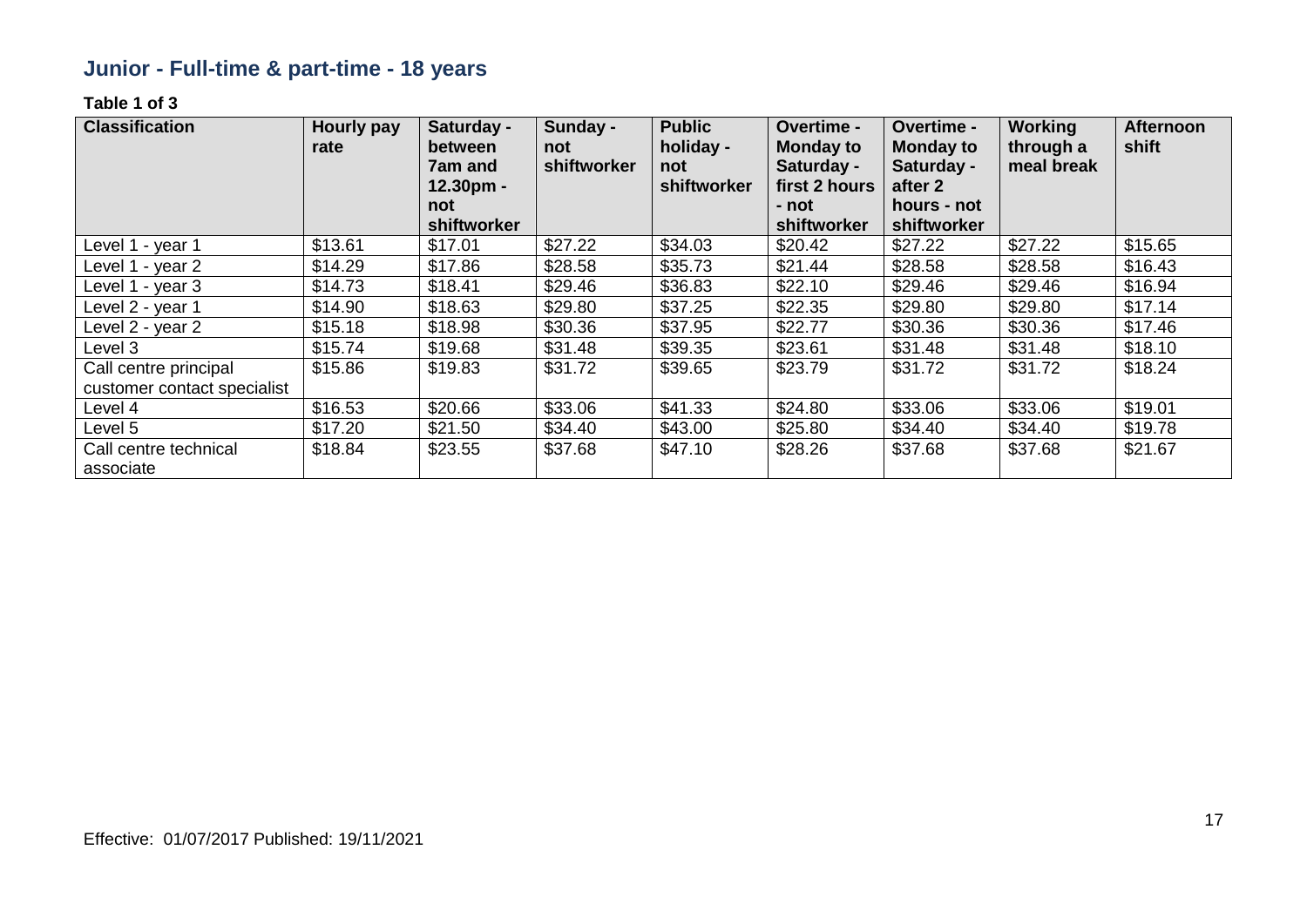## Junior - Full-time & part-time - 18 years

**Table 1 of 3**

| Classification | Hourly pay rate | Saturday - between 7am and 12.30pm - not shiftworker | Sunday - not shiftworker | Public holiday - not shiftworker | Overtime - Monday to Saturday - first 2 hours - not shiftworker | Overtime - Monday to Saturday - after 2 hours - not shiftworker | Working through a meal break | Afternoon shift |
|---|---|---|---|---|---|---|---|---|
| Level 1 - year 1 | $13.61 | $17.01 | $27.22 | $34.03 | $20.42 | $27.22 | $27.22 | $15.65 |
| Level 1 - year 2 | $14.29 | $17.86 | $28.58 | $35.73 | $21.44 | $28.58 | $28.58 | $16.43 |
| Level 1 - year 3 | $14.73 | $18.41 | $29.46 | $36.83 | $22.10 | $29.46 | $29.46 | $16.94 |
| Level 2 - year 1 | $14.90 | $18.63 | $29.80 | $37.25 | $22.35 | $29.80 | $29.80 | $17.14 |
| Level 2 - year 2 | $15.18 | $18.98 | $30.36 | $37.95 | $22.77 | $30.36 | $30.36 | $17.46 |
| Level 3 | $15.74 | $19.68 | $31.48 | $39.35 | $23.61 | $31.48 | $31.48 | $18.10 |
| Call centre principal customer contact specialist | $15.86 | $19.83 | $31.72 | $39.65 | $23.79 | $31.72 | $31.72 | $18.24 |
| Level 4 | $16.53 | $20.66 | $33.06 | $41.33 | $24.80 | $33.06 | $33.06 | $19.01 |
| Level 5 | $17.20 | $21.50 | $34.40 | $43.00 | $25.80 | $34.40 | $34.40 | $19.78 |
| Call centre technical associate | $18.84 | $23.55 | $37.68 | $47.10 | $28.26 | $37.68 | $37.68 | $21.67 |

Effective: 01/07/2017 Published: 19/11/2021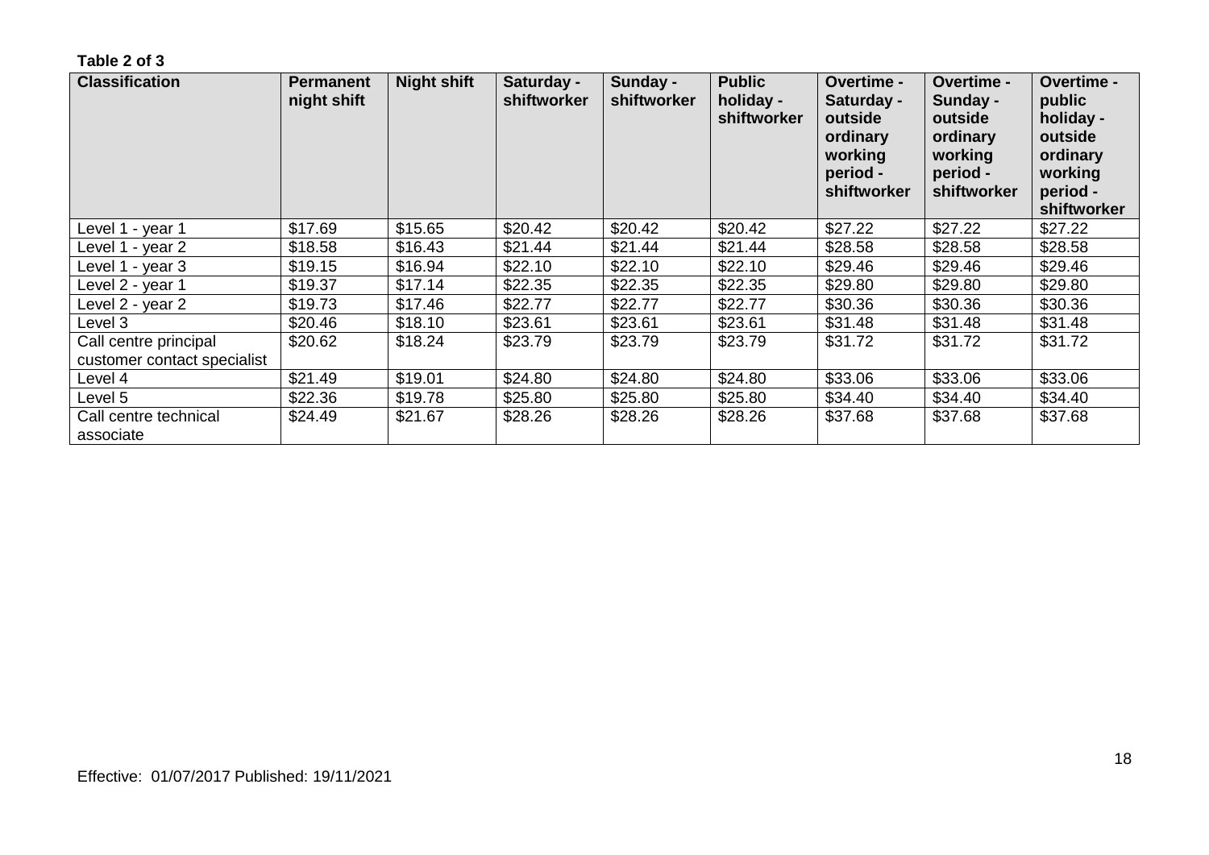**Table 2 of 3**

| Classification | Permanent night shift | Night shift | Saturday - shiftworker | Sunday - shiftworker | Public holiday - shiftworker | Overtime - Saturday - outside ordinary working period - shiftworker | Overtime - Sunday - outside ordinary working period - shiftworker | Overtime - public holiday - outside ordinary working period - shiftworker |
|---|---|---|---|---|---|---|---|---|
| Level 1 - year 1 | $17.69 | $15.65 | $20.42 | $20.42 | $20.42 | $27.22 | $27.22 | $27.22 |
| Level 1 - year 2 | $18.58 | $16.43 | $21.44 | $21.44 | $21.44 | $28.58 | $28.58 | $28.58 |
| Level 1 - year 3 | $19.15 | $16.94 | $22.10 | $22.10 | $22.10 | $29.46 | $29.46 | $29.46 |
| Level 2 - year 1 | $19.37 | $17.14 | $22.35 | $22.35 | $22.35 | $29.80 | $29.80 | $29.80 |
| Level 2 - year 2 | $19.73 | $17.46 | $22.77 | $22.77 | $22.77 | $30.36 | $30.36 | $30.36 |
| Level 3 | $20.46 | $18.10 | $23.61 | $23.61 | $23.61 | $31.48 | $31.48 | $31.48 |
| Call centre principal customer contact specialist | $20.62 | $18.24 | $23.79 | $23.79 | $23.79 | $31.72 | $31.72 | $31.72 |
| Level 4 | $21.49 | $19.01 | $24.80 | $24.80 | $24.80 | $33.06 | $33.06 | $33.06 |
| Level 5 | $22.36 | $19.78 | $25.80 | $25.80 | $25.80 | $34.40 | $34.40 | $34.40 |
| Call centre technical associate | $24.49 | $21.67 | $28.26 | $28.26 | $28.26 | $37.68 | $37.68 | $37.68 |

Effective: 01/07/2017 Published: 19/11/2021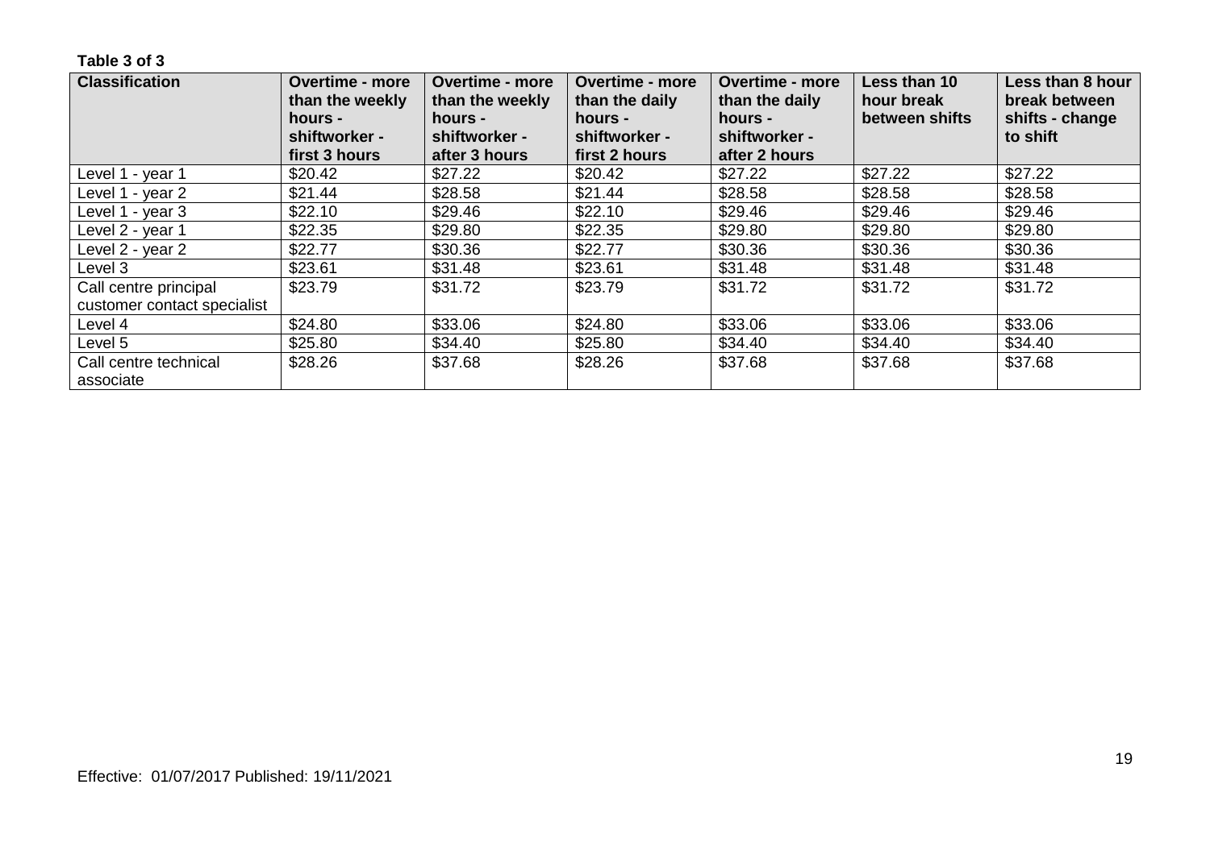**Table 3 of 3**

| Classification | Overtime - more than the weekly hours - shiftworker - first 3 hours | Overtime - more than the weekly hours - shiftworker - after 3 hours | Overtime - more than the daily hours - shiftworker - first 2 hours | Overtime - more than the daily hours - shiftworker - after 2 hours | Less than 10 hour break between shifts | Less than 8 hour break between shifts - change to shift |
|---|---|---|---|---|---|---|
| Level 1 - year 1 | $20.42 | $27.22 | $20.42 | $27.22 | $27.22 | $27.22 |
| Level 1 - year 2 | $21.44 | $28.58 | $21.44 | $28.58 | $28.58 | $28.58 |
| Level 1 - year 3 | $22.10 | $29.46 | $22.10 | $29.46 | $29.46 | $29.46 |
| Level 2 - year 1 | $22.35 | $29.80 | $22.35 | $29.80 | $29.80 | $29.80 |
| Level 2 - year 2 | $22.77 | $30.36 | $22.77 | $30.36 | $30.36 | $30.36 |
| Level 3 | $23.61 | $31.48 | $23.61 | $31.48 | $31.48 | $31.48 |
| Call centre principal customer contact specialist | $23.79 | $31.72 | $23.79 | $31.72 | $31.72 | $31.72 |
| Level 4 | $24.80 | $33.06 | $24.80 | $33.06 | $33.06 | $33.06 |
| Level 5 | $25.80 | $34.40 | $25.80 | $34.40 | $34.40 | $34.40 |
| Call centre technical associate | $28.26 | $37.68 | $28.26 | $37.68 | $37.68 | $37.68 |

Effective: 01/07/2017 Published: 19/11/2021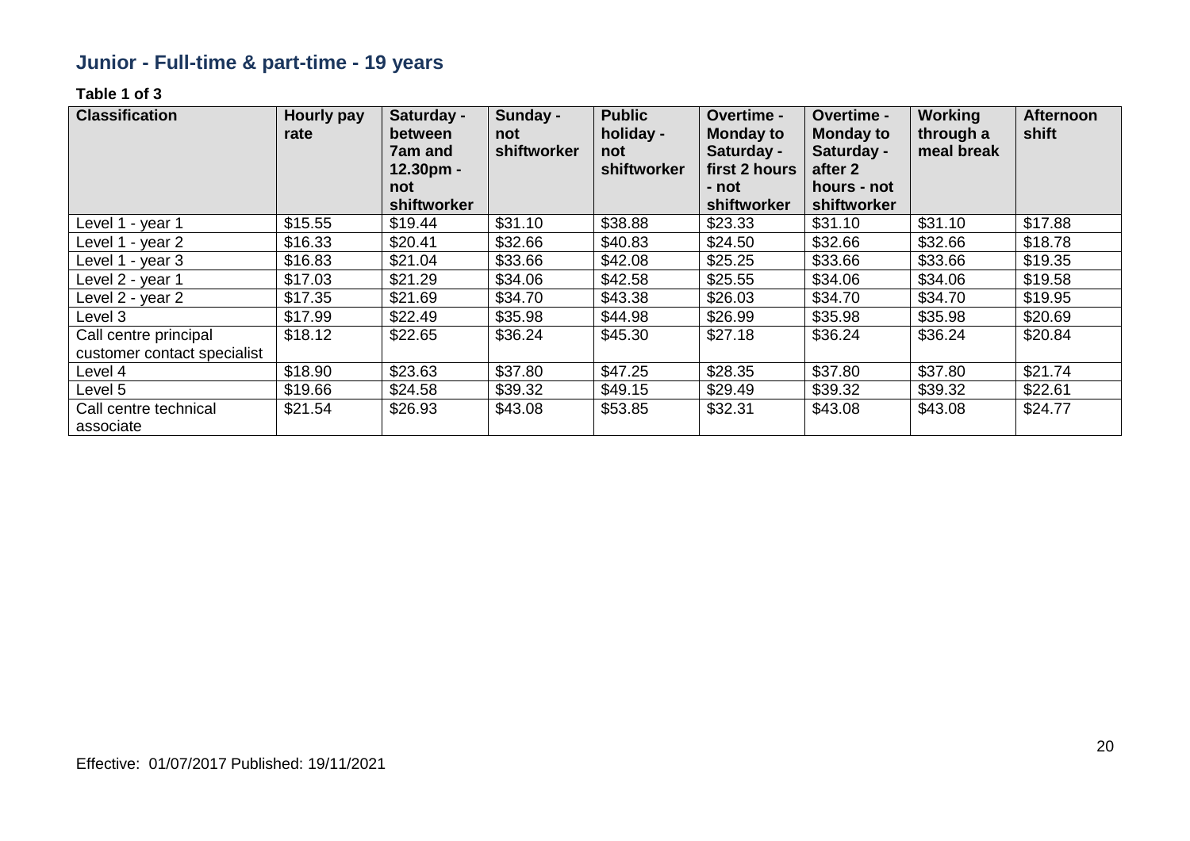## Junior - Full-time & part-time - 19 years

**Table 1 of 3**

| Classification | Hourly pay rate | Saturday - between 7am and 12.30pm - not shiftworker | Sunday - not shiftworker | Public holiday - not shiftworker | Overtime - Monday to Saturday - first 2 hours - not shiftworker | Overtime - Monday to Saturday - after 2 hours - not shiftworker | Working through a meal break | Afternoon shift |
|---|---|---|---|---|---|---|---|---|
| Level 1 - year 1 | $15.55 | $19.44 | $31.10 | $38.88 | $23.33 | $31.10 | $31.10 | $17.88 |
| Level 1 - year 2 | $16.33 | $20.41 | $32.66 | $40.83 | $24.50 | $32.66 | $32.66 | $18.78 |
| Level 1 - year 3 | $16.83 | $21.04 | $33.66 | $42.08 | $25.25 | $33.66 | $33.66 | $19.35 |
| Level 2 - year 1 | $17.03 | $21.29 | $34.06 | $42.58 | $25.55 | $34.06 | $34.06 | $19.58 |
| Level 2 - year 2 | $17.35 | $21.69 | $34.70 | $43.38 | $26.03 | $34.70 | $34.70 | $19.95 |
| Level 3 | $17.99 | $22.49 | $35.98 | $44.98 | $26.99 | $35.98 | $35.98 | $20.69 |
| Call centre principal customer contact specialist | $18.12 | $22.65 | $36.24 | $45.30 | $27.18 | $36.24 | $36.24 | $20.84 |
| Level 4 | $18.90 | $23.63 | $37.80 | $47.25 | $28.35 | $37.80 | $37.80 | $21.74 |
| Level 5 | $19.66 | $24.58 | $39.32 | $49.15 | $29.49 | $39.32 | $39.32 | $22.61 |
| Call centre technical associate | $21.54 | $26.93 | $43.08 | $53.85 | $32.31 | $43.08 | $43.08 | $24.77 |

Effective: 01/07/2017 Published: 19/11/2021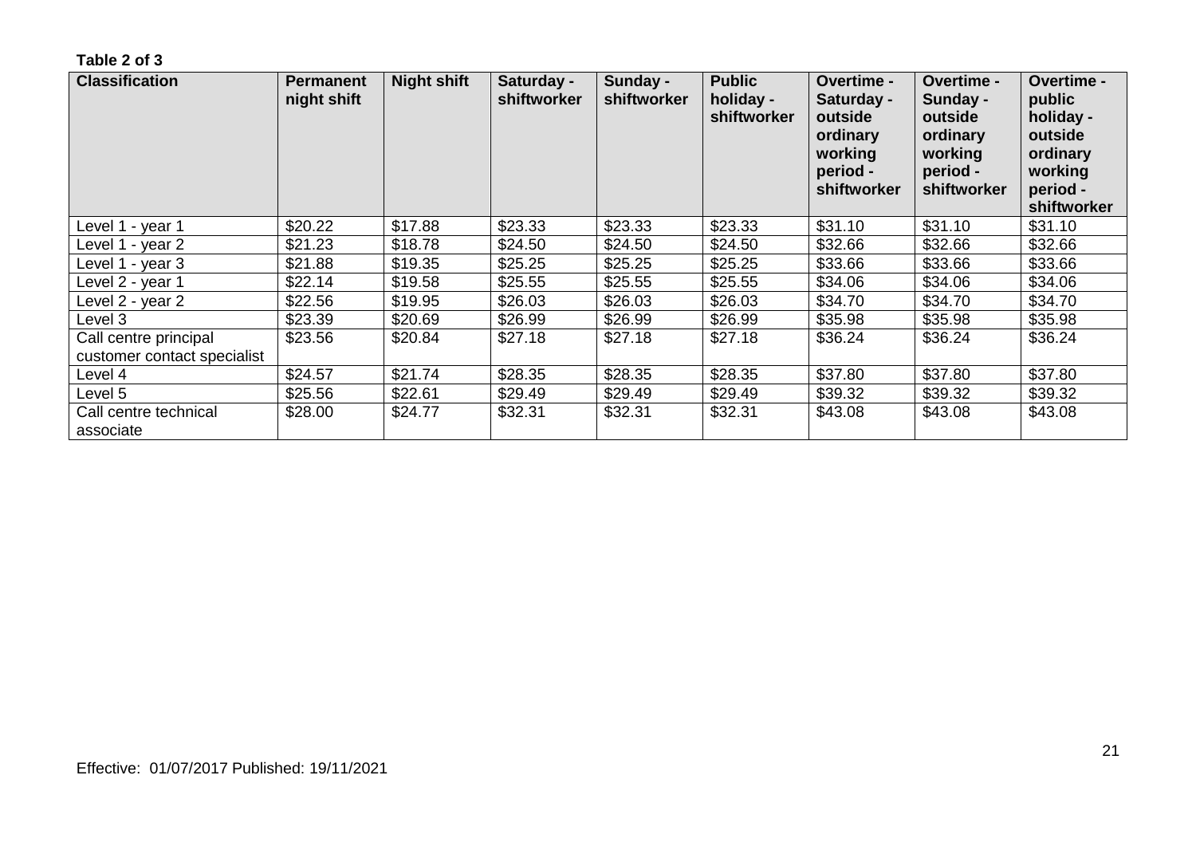**Table 2 of 3**

| Classification | Permanent night shift | Night shift | Saturday - shiftworker | Sunday - shiftworker | Public holiday - shiftworker | Overtime - Saturday - outside ordinary working period - shiftworker | Overtime - Sunday - outside ordinary working period - shiftworker | Overtime - public holiday - outside ordinary working period - shiftworker |
|---|---|---|---|---|---|---|---|---|
| Level 1 - year 1 | $20.22 | $17.88 | $23.33 | $23.33 | $23.33 | $31.10 | $31.10 | $31.10 |
| Level 1 - year 2 | $21.23 | $18.78 | $24.50 | $24.50 | $24.50 | $32.66 | $32.66 | $32.66 |
| Level 1 - year 3 | $21.88 | $19.35 | $25.25 | $25.25 | $25.25 | $33.66 | $33.66 | $33.66 |
| Level 2 - year 1 | $22.14 | $19.58 | $25.55 | $25.55 | $25.55 | $34.06 | $34.06 | $34.06 |
| Level 2 - year 2 | $22.56 | $19.95 | $26.03 | $26.03 | $26.03 | $34.70 | $34.70 | $34.70 |
| Level 3 | $23.39 | $20.69 | $26.99 | $26.99 | $26.99 | $35.98 | $35.98 | $35.98 |
| Call centre principal customer contact specialist | $23.56 | $20.84 | $27.18 | $27.18 | $27.18 | $36.24 | $36.24 | $36.24 |
| Level 4 | $24.57 | $21.74 | $28.35 | $28.35 | $28.35 | $37.80 | $37.80 | $37.80 |
| Level 5 | $25.56 | $22.61 | $29.49 | $29.49 | $29.49 | $39.32 | $39.32 | $39.32 |
| Call centre technical associate | $28.00 | $24.77 | $32.31 | $32.31 | $32.31 | $43.08 | $43.08 | $43.08 |

Effective: 01/07/2017 Published: 19/11/2021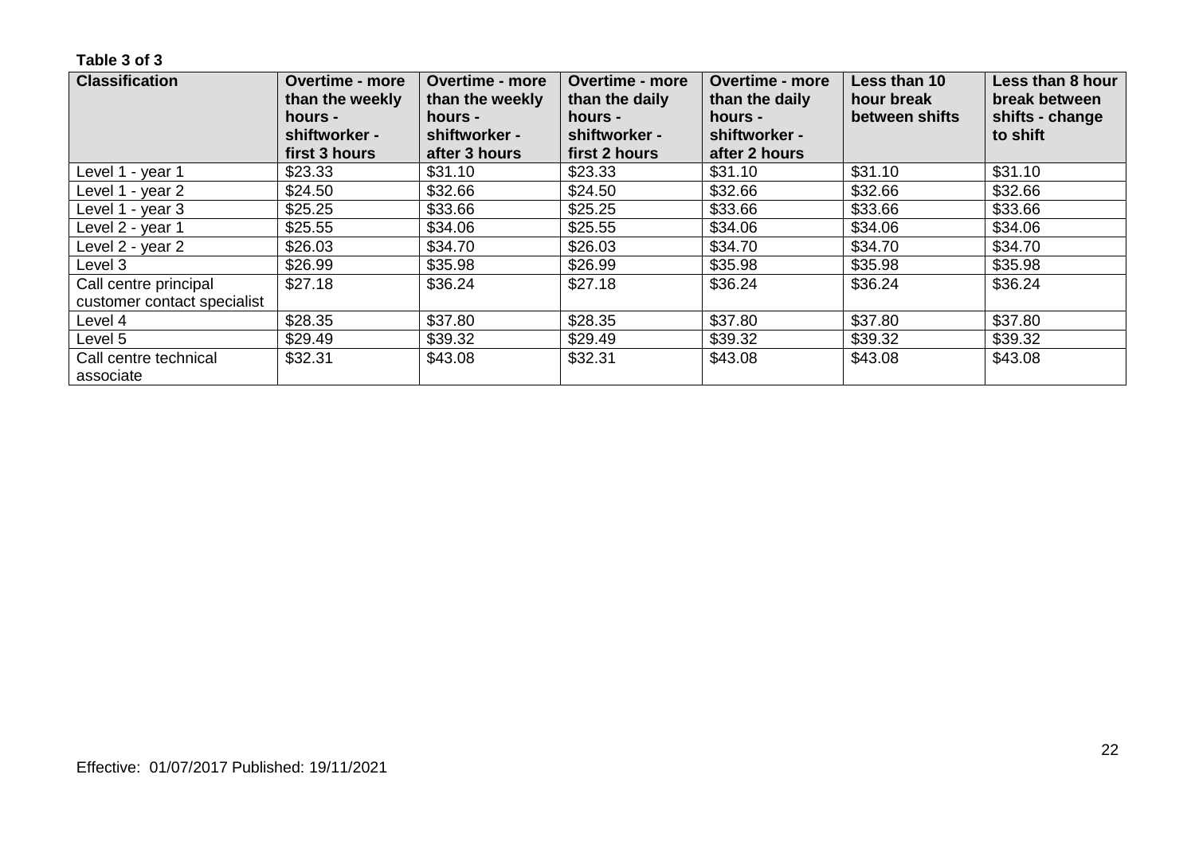**Table 3 of 3**

| Classification | Overtime - more than the weekly hours - shiftworker - first 3 hours | Overtime - more than the weekly hours - shiftworker - after 3 hours | Overtime - more than the daily hours - shiftworker - first 2 hours | Overtime - more than the daily hours - shiftworker - after 2 hours | Less than 10 hour break between shifts | Less than 8 hour break between shifts - change to shift |
|---|---|---|---|---|---|---|
| Level 1 - year 1 | $23.33 | $31.10 | $23.33 | $31.10 | $31.10 | $31.10 |
| Level 1 - year 2 | $24.50 | $32.66 | $24.50 | $32.66 | $32.66 | $32.66 |
| Level 1 - year 3 | $25.25 | $33.66 | $25.25 | $33.66 | $33.66 | $33.66 |
| Level 2 - year 1 | $25.55 | $34.06 | $25.55 | $34.06 | $34.06 | $34.06 |
| Level 2 - year 2 | $26.03 | $34.70 | $26.03 | $34.70 | $34.70 | $34.70 |
| Level 3 | $26.99 | $35.98 | $26.99 | $35.98 | $35.98 | $35.98 |
| Call centre principal customer contact specialist | $27.18 | $36.24 | $27.18 | $36.24 | $36.24 | $36.24 |
| Level 4 | $28.35 | $37.80 | $28.35 | $37.80 | $37.80 | $37.80 |
| Level 5 | $29.49 | $39.32 | $29.49 | $39.32 | $39.32 | $39.32 |
| Call centre technical associate | $32.31 | $43.08 | $32.31 | $43.08 | $43.08 | $43.08 |

Effective: 01/07/2017 Published: 19/11/2021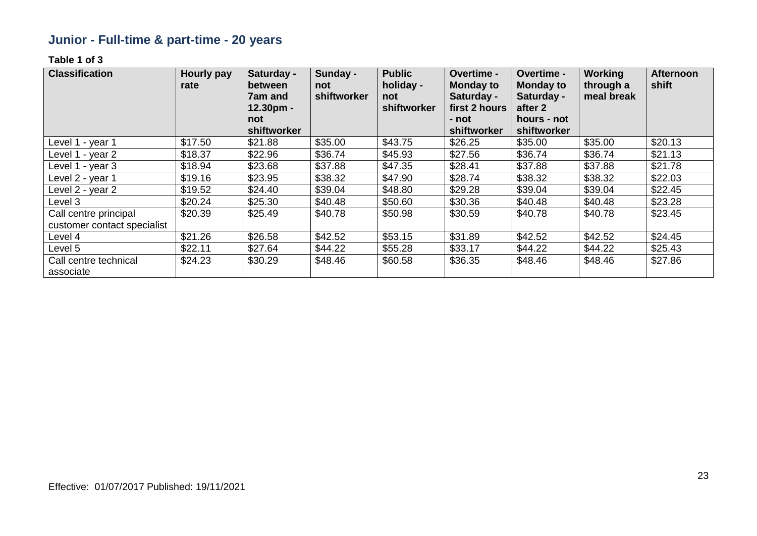## Junior - Full-time & part-time - 20 years

**Table 1 of 3**

| Classification | Hourly pay rate | Saturday - between 7am and 12.30pm - not shiftworker | Sunday - not shiftworker | Public holiday - not shiftworker | Overtime - Monday to Saturday - first 2 hours - not shiftworker | Overtime - Monday to Saturday - after 2 hours - not shiftworker | Working through a meal break | Afternoon shift |
|---|---|---|---|---|---|---|---|---|
| Level 1 - year 1 | $17.50 | $21.88 | $35.00 | $43.75 | $26.25 | $35.00 | $35.00 | $20.13 |
| Level 1 - year 2 | $18.37 | $22.96 | $36.74 | $45.93 | $27.56 | $36.74 | $36.74 | $21.13 |
| Level 1 - year 3 | $18.94 | $23.68 | $37.88 | $47.35 | $28.41 | $37.88 | $37.88 | $21.78 |
| Level 2 - year 1 | $19.16 | $23.95 | $38.32 | $47.90 | $28.74 | $38.32 | $38.32 | $22.03 |
| Level 2 - year 2 | $19.52 | $24.40 | $39.04 | $48.80 | $29.28 | $39.04 | $39.04 | $22.45 |
| Level 3 | $20.24 | $25.30 | $40.48 | $50.60 | $30.36 | $40.48 | $40.48 | $23.28 |
| Call centre principal customer contact specialist | $20.39 | $25.49 | $40.78 | $50.98 | $30.59 | $40.78 | $40.78 | $23.45 |
| Level 4 | $21.26 | $26.58 | $42.52 | $53.15 | $31.89 | $42.52 | $42.52 | $24.45 |
| Level 5 | $22.11 | $27.64 | $44.22 | $55.28 | $33.17 | $44.22 | $44.22 | $25.43 |
| Call centre technical associate | $24.23 | $30.29 | $48.46 | $60.58 | $36.35 | $48.46 | $48.46 | $27.86 |

Effective: 01/07/2017 Published: 19/11/2021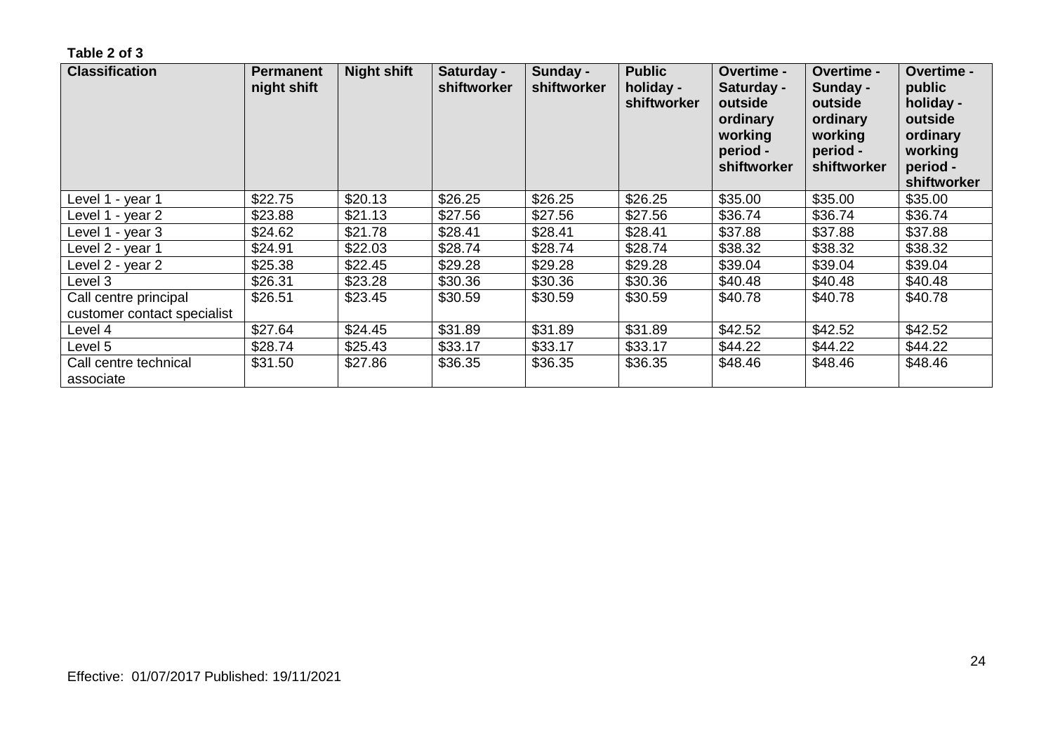**Table 2 of 3**

| Classification | Permanent night shift | Night shift | Saturday - shiftworker | Sunday - shiftworker | Public holiday - shiftworker | Overtime - Saturday - outside ordinary working period - shiftworker | Overtime - Sunday - outside ordinary working period - shiftworker | Overtime - public holiday - outside ordinary working period - shiftworker |
|---|---|---|---|---|---|---|---|---|
| Level 1 - year 1 | $22.75 | $20.13 | $26.25 | $26.25 | $26.25 | $35.00 | $35.00 | $35.00 |
| Level 1 - year 2 | $23.88 | $21.13 | $27.56 | $27.56 | $27.56 | $36.74 | $36.74 | $36.74 |
| Level 1 - year 3 | $24.62 | $21.78 | $28.41 | $28.41 | $28.41 | $37.88 | $37.88 | $37.88 |
| Level 2 - year 1 | $24.91 | $22.03 | $28.74 | $28.74 | $28.74 | $38.32 | $38.32 | $38.32 |
| Level 2 - year 2 | $25.38 | $22.45 | $29.28 | $29.28 | $29.28 | $39.04 | $39.04 | $39.04 |
| Level 3 | $26.31 | $23.28 | $30.36 | $30.36 | $30.36 | $40.48 | $40.48 | $40.48 |
| Call centre principal customer contact specialist | $26.51 | $23.45 | $30.59 | $30.59 | $30.59 | $40.78 | $40.78 | $40.78 |
| Level 4 | $27.64 | $24.45 | $31.89 | $31.89 | $31.89 | $42.52 | $42.52 | $42.52 |
| Level 5 | $28.74 | $25.43 | $33.17 | $33.17 | $33.17 | $44.22 | $44.22 | $44.22 |
| Call centre technical associate | $31.50 | $27.86 | $36.35 | $36.35 | $36.35 | $48.46 | $48.46 | $48.46 |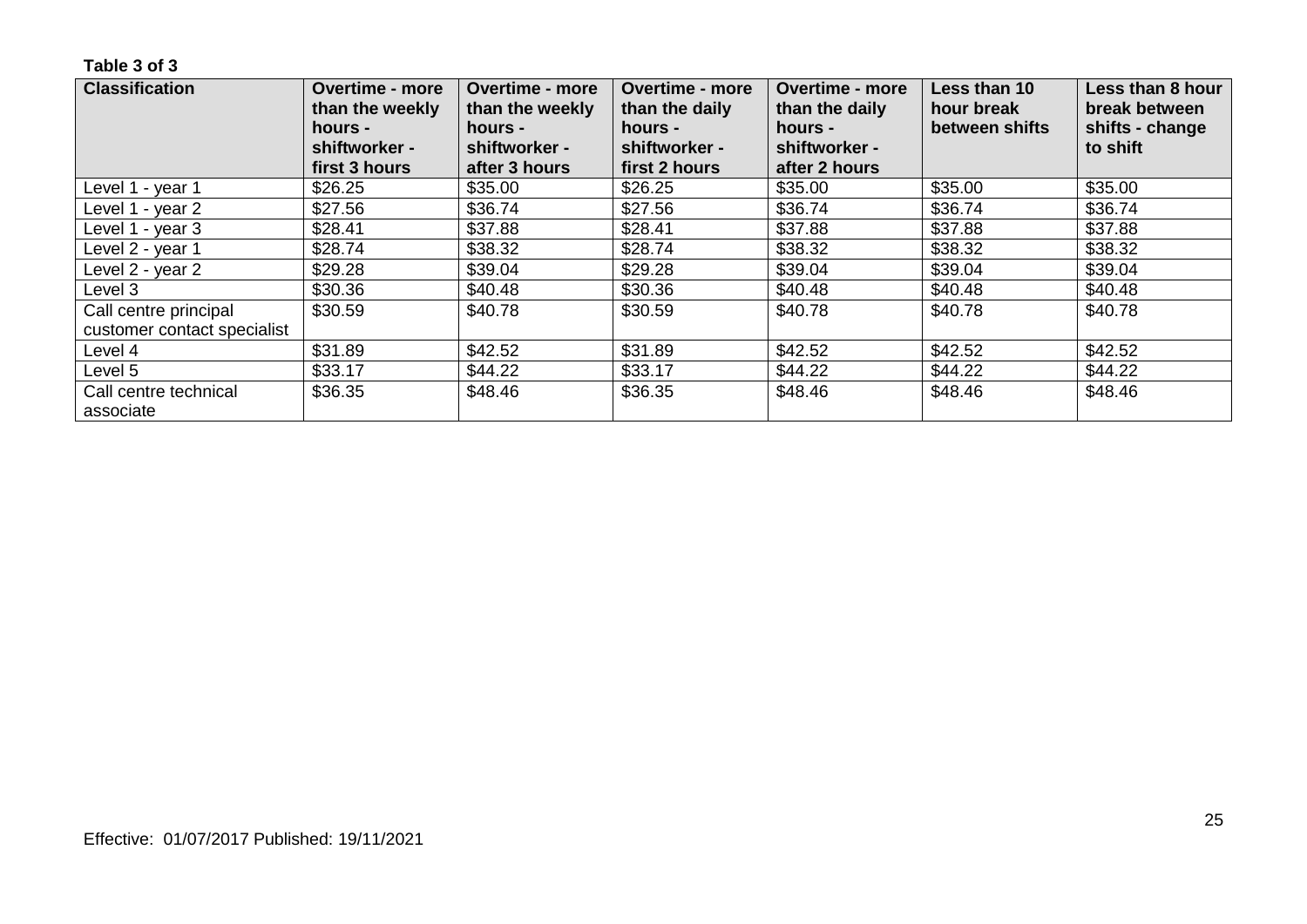**Table 3 of 3**

| Classification | Overtime - more than the weekly hours - shiftworker - first 3 hours | Overtime - more than the weekly hours - shiftworker - after 3 hours | Overtime - more than the daily hours - shiftworker - first 2 hours | Overtime - more than the daily hours - shiftworker - after 2 hours | Less than 10 hour break between shifts | Less than 8 hour break between shifts - change to shift |
|---|---|---|---|---|---|---|
| Level 1 - year 1 | $26.25 | $35.00 | $26.25 | $35.00 | $35.00 | $35.00 |
| Level 1 - year 2 | $27.56 | $36.74 | $27.56 | $36.74 | $36.74 | $36.74 |
| Level 1 - year 3 | $28.41 | $37.88 | $28.41 | $37.88 | $37.88 | $37.88 |
| Level 2 - year 1 | $28.74 | $38.32 | $28.74 | $38.32 | $38.32 | $38.32 |
| Level 2 - year 2 | $29.28 | $39.04 | $29.28 | $39.04 | $39.04 | $39.04 |
| Level 3 | $30.36 | $40.48 | $30.36 | $40.48 | $40.48 | $40.48 |
| Call centre principal customer contact specialist | $30.59 | $40.78 | $30.59 | $40.78 | $40.78 | $40.78 |
| Level 4 | $31.89 | $42.52 | $31.89 | $42.52 | $42.52 | $42.52 |
| Level 5 | $33.17 | $44.22 | $33.17 | $44.22 | $44.22 | $44.22 |
| Call centre technical associate | $36.35 | $48.46 | $36.35 | $48.46 | $48.46 | $48.46 |

Effective: 01/07/2017 Published: 19/11/2021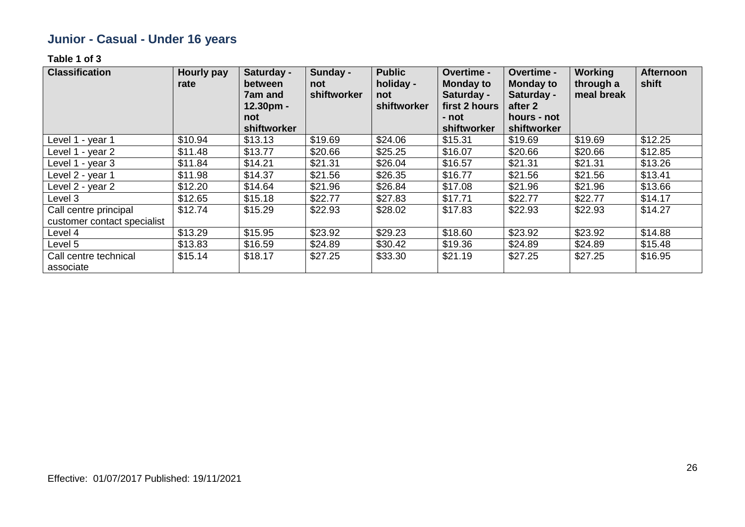## Junior - Casual - Under 16 years

**Table 1 of 3**

| Classification | Hourly pay rate | Saturday - between 7am and 12.30pm - not shiftworker | Sunday - not shiftworker | Public holiday - not shiftworker | Overtime - Monday to Saturday - first 2 hours - not shiftworker | Overtime - Monday to Saturday - after 2 hours - not shiftworker | Working through a meal break | Afternoon shift |
|---|---|---|---|---|---|---|---|---|
| Level 1 - year 1 | $10.94 | $13.13 | $19.69 | $24.06 | $15.31 | $19.69 | $19.69 | $12.25 |
| Level 1 - year 2 | $11.48 | $13.77 | $20.66 | $25.25 | $16.07 | $20.66 | $20.66 | $12.85 |
| Level 1 - year 3 | $11.84 | $14.21 | $21.31 | $26.04 | $16.57 | $21.31 | $21.31 | $13.26 |
| Level 2 - year 1 | $11.98 | $14.37 | $21.56 | $26.35 | $16.77 | $21.56 | $21.56 | $13.41 |
| Level 2 - year 2 | $12.20 | $14.64 | $21.96 | $26.84 | $17.08 | $21.96 | $21.96 | $13.66 |
| Level 3 | $12.65 | $15.18 | $22.77 | $27.83 | $17.71 | $22.77 | $22.77 | $14.17 |
| Call centre principal customer contact specialist | $12.74 | $15.29 | $22.93 | $28.02 | $17.83 | $22.93 | $22.93 | $14.27 |
| Level 4 | $13.29 | $15.95 | $23.92 | $29.23 | $18.60 | $23.92 | $23.92 | $14.88 |
| Level 5 | $13.83 | $16.59 | $24.89 | $30.42 | $19.36 | $24.89 | $24.89 | $15.48 |
| Call centre technical associate | $15.14 | $18.17 | $27.25 | $33.30 | $21.19 | $27.25 | $27.25 | $16.95 |

Effective: 01/07/2017 Published: 19/11/2021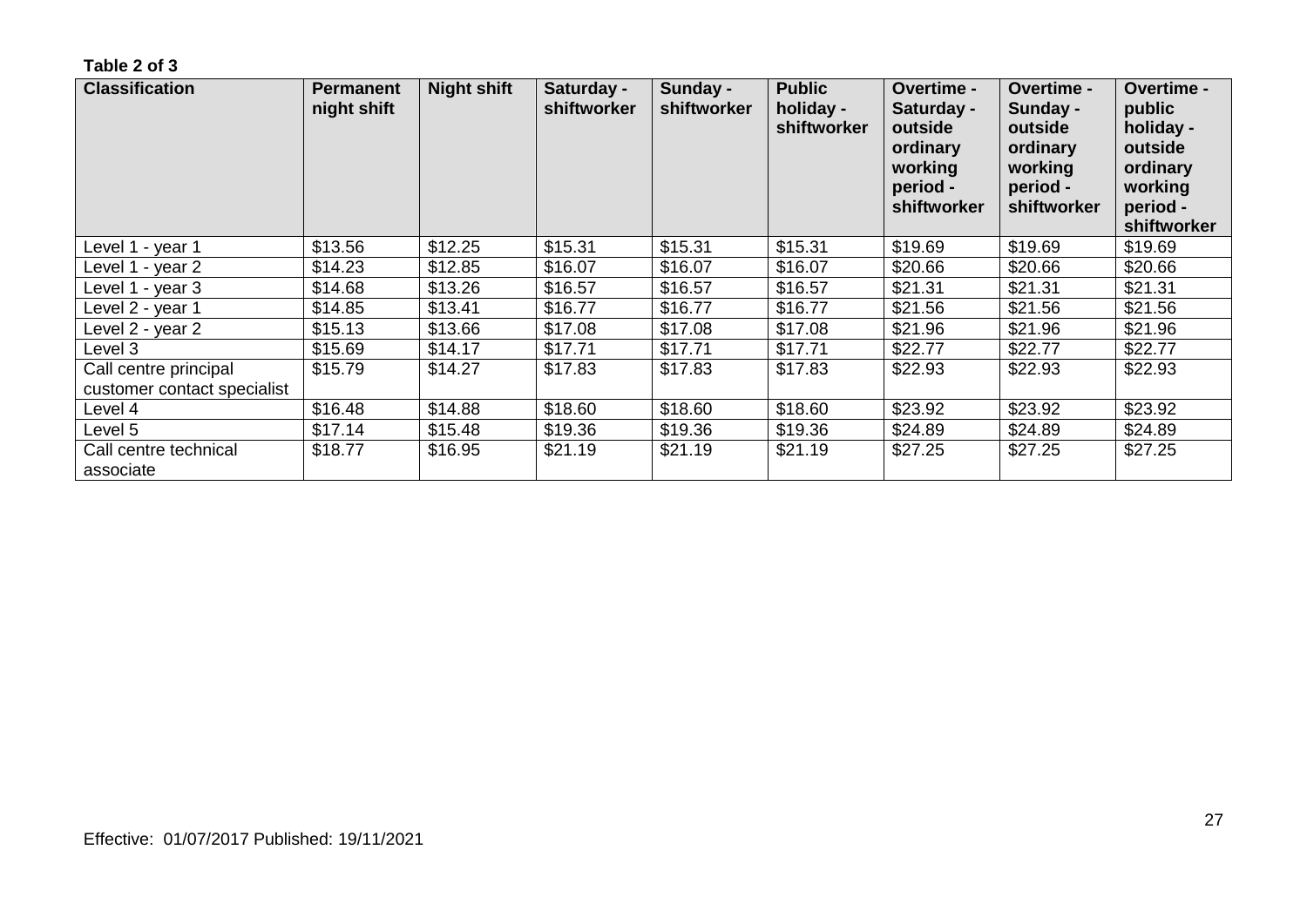**Table 2 of 3**

| Classification | Permanent night shift | Night shift | Saturday - shiftworker | Sunday - shiftworker | Public holiday - shiftworker | Overtime - Saturday - outside ordinary working period - shiftworker | Overtime - Sunday - outside ordinary working period - shiftworker | Overtime - public holiday - outside ordinary working period - shiftworker |
|---|---|---|---|---|---|---|---|---|
| Level 1 - year 1 | $13.56 | $12.25 | $15.31 | $15.31 | $15.31 | $19.69 | $19.69 | $19.69 |
| Level 1 - year 2 | $14.23 | $12.85 | $16.07 | $16.07 | $16.07 | $20.66 | $20.66 | $20.66 |
| Level 1 - year 3 | $14.68 | $13.26 | $16.57 | $16.57 | $16.57 | $21.31 | $21.31 | $21.31 |
| Level 2 - year 1 | $14.85 | $13.41 | $16.77 | $16.77 | $16.77 | $21.56 | $21.56 | $21.56 |
| Level 2 - year 2 | $15.13 | $13.66 | $17.08 | $17.08 | $17.08 | $21.96 | $21.96 | $21.96 |
| Level 3 | $15.69 | $14.17 | $17.71 | $17.71 | $17.71 | $22.77 | $22.77 | $22.77 |
| Call centre principal customer contact specialist | $15.79 | $14.27 | $17.83 | $17.83 | $17.83 | $22.93 | $22.93 | $22.93 |
| Level 4 | $16.48 | $14.88 | $18.60 | $18.60 | $18.60 | $23.92 | $23.92 | $23.92 |
| Level 5 | $17.14 | $15.48 | $19.36 | $19.36 | $19.36 | $24.89 | $24.89 | $24.89 |
| Call centre technical associate | $18.77 | $16.95 | $21.19 | $21.19 | $21.19 | $27.25 | $27.25 | $27.25 |

Effective: 01/07/2017 Published: 19/11/2021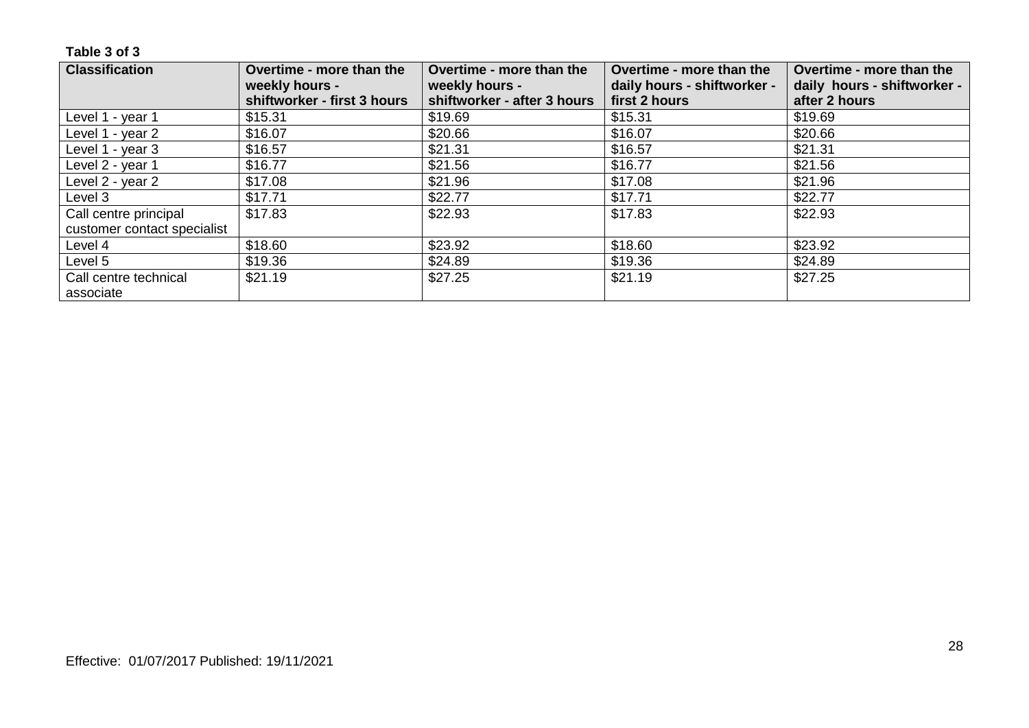**Table 3 of 3**

| Classification | Overtime - more than the weekly hours - shiftworker - first 3 hours | Overtime - more than the weekly hours - shiftworker - after 3 hours | Overtime - more than the daily hours - shiftworker - first 2 hours | Overtime - more than the daily hours - shiftworker - after 2 hours |
|---|---|---|---|---|
| Level 1 - year 1 | $15.31 | $19.69 | $15.31 | $19.69 |
| Level 1 - year 2 | $16.07 | $20.66 | $16.07 | $20.66 |
| Level 1 - year 3 | $16.57 | $21.31 | $16.57 | $21.31 |
| Level 2 - year 1 | $16.77 | $21.56 | $16.77 | $21.56 |
| Level 2 - year 2 | $17.08 | $21.96 | $17.08 | $21.96 |
| Level 3 | $17.71 | $22.77 | $17.71 | $22.77 |
| Call centre principal customer contact specialist | $17.83 | $22.93 | $17.83 | $22.93 |
| Level 4 | $18.60 | $23.92 | $18.60 | $23.92 |
| Level 5 | $19.36 | $24.89 | $19.36 | $24.89 |
| Call centre technical associate | $21.19 | $27.25 | $21.19 | $27.25 |

Effective: 01/07/2017 Published: 19/11/2021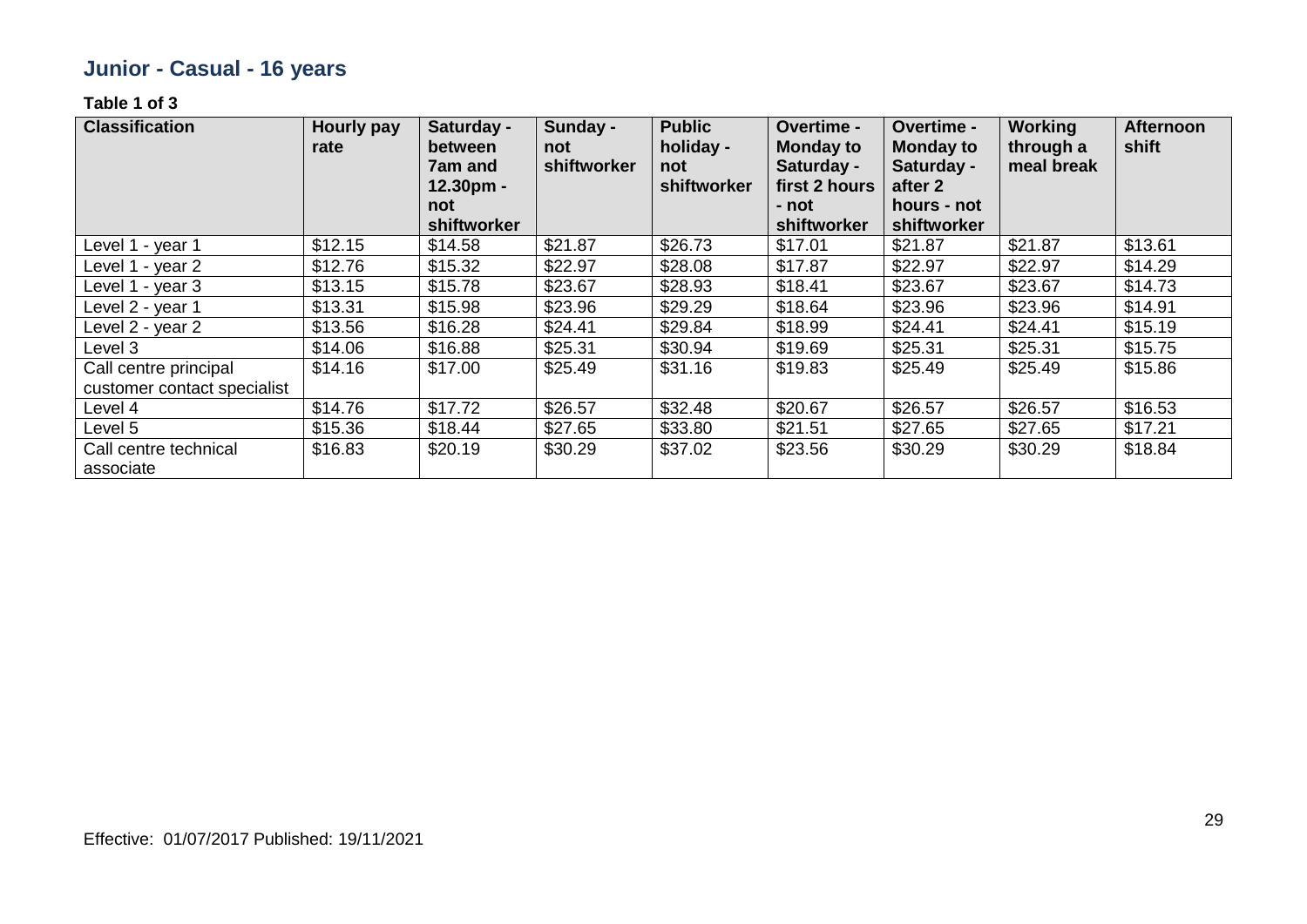## Junior - Casual - 16 years

**Table 1 of 3**

| Classification | Hourly pay rate | Saturday - between 7am and 12.30pm - not shiftworker | Sunday - not shiftworker | Public holiday - not shiftworker | Overtime - Monday to Saturday - first 2 hours - not shiftworker | Overtime - Monday to Saturday - after 2 hours - not shiftworker | Working through a meal break | Afternoon shift |
|---|---|---|---|---|---|---|---|---|
| Level 1 - year 1 | $12.15 | $14.58 | $21.87 | $26.73 | $17.01 | $21.87 | $21.87 | $13.61 |
| Level 1 - year 2 | $12.76 | $15.32 | $22.97 | $28.08 | $17.87 | $22.97 | $22.97 | $14.29 |
| Level 1 - year 3 | $13.15 | $15.78 | $23.67 | $28.93 | $18.41 | $23.67 | $23.67 | $14.73 |
| Level 2 - year 1 | $13.31 | $15.98 | $23.96 | $29.29 | $18.64 | $23.96 | $23.96 | $14.91 |
| Level 2 - year 2 | $13.56 | $16.28 | $24.41 | $29.84 | $18.99 | $24.41 | $24.41 | $15.19 |
| Level 3 | $14.06 | $16.88 | $25.31 | $30.94 | $19.69 | $25.31 | $25.31 | $15.75 |
| Call centre principal customer contact specialist | $14.16 | $17.00 | $25.49 | $31.16 | $19.83 | $25.49 | $25.49 | $15.86 |
| Level 4 | $14.76 | $17.72 | $26.57 | $32.48 | $20.67 | $26.57 | $26.57 | $16.53 |
| Level 5 | $15.36 | $18.44 | $27.65 | $33.80 | $21.51 | $27.65 | $27.65 | $17.21 |
| Call centre technical associate | $16.83 | $20.19 | $30.29 | $37.02 | $23.56 | $30.29 | $30.29 | $18.84 |

Effective: 01/07/2017 Published: 19/11/2021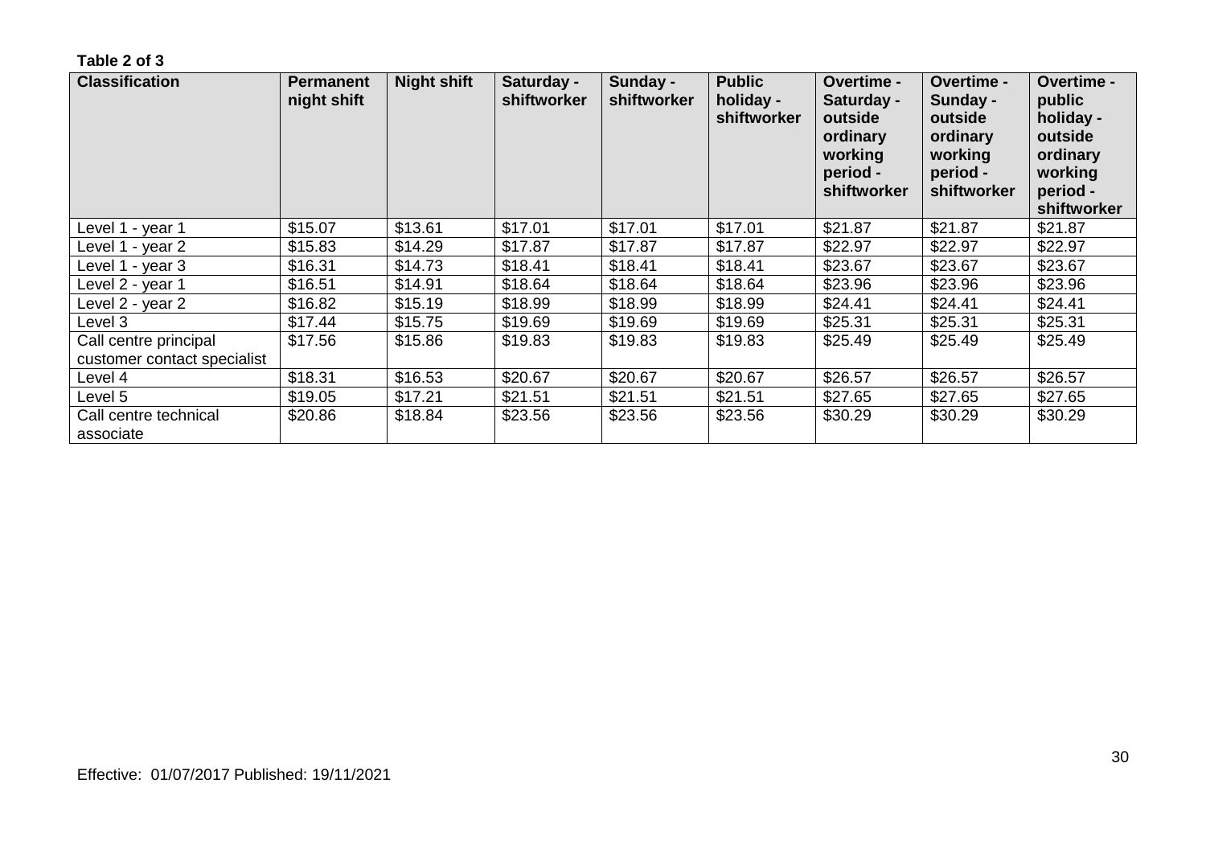**Table 2 of 3**

| Classification | Permanent night shift | Night shift | Saturday - shiftworker | Sunday - shiftworker | Public holiday - shiftworker | Overtime - Saturday - outside ordinary working period - shiftworker | Overtime - Sunday - outside ordinary working period - shiftworker | Overtime - public holiday - outside ordinary working period - shiftworker |
|---|---|---|---|---|---|---|---|---|
| Level 1 - year 1 | $15.07 | $13.61 | $17.01 | $17.01 | $17.01 | $21.87 | $21.87 | $21.87 |
| Level 1 - year 2 | $15.83 | $14.29 | $17.87 | $17.87 | $17.87 | $22.97 | $22.97 | $22.97 |
| Level 1 - year 3 | $16.31 | $14.73 | $18.41 | $18.41 | $18.41 | $23.67 | $23.67 | $23.67 |
| Level 2 - year 1 | $16.51 | $14.91 | $18.64 | $18.64 | $18.64 | $23.96 | $23.96 | $23.96 |
| Level 2 - year 2 | $16.82 | $15.19 | $18.99 | $18.99 | $18.99 | $24.41 | $24.41 | $24.41 |
| Level 3 | $17.44 | $15.75 | $19.69 | $19.69 | $19.69 | $25.31 | $25.31 | $25.31 |
| Call centre principal customer contact specialist | $17.56 | $15.86 | $19.83 | $19.83 | $19.83 | $25.49 | $25.49 | $25.49 |
| Level 4 | $18.31 | $16.53 | $20.67 | $20.67 | $20.67 | $26.57 | $26.57 | $26.57 |
| Level 5 | $19.05 | $17.21 | $21.51 | $21.51 | $21.51 | $27.65 | $27.65 | $27.65 |
| Call centre technical associate | $20.86 | $18.84 | $23.56 | $23.56 | $23.56 | $30.29 | $30.29 | $30.29 |

Effective: 01/07/2017 Published: 19/11/2021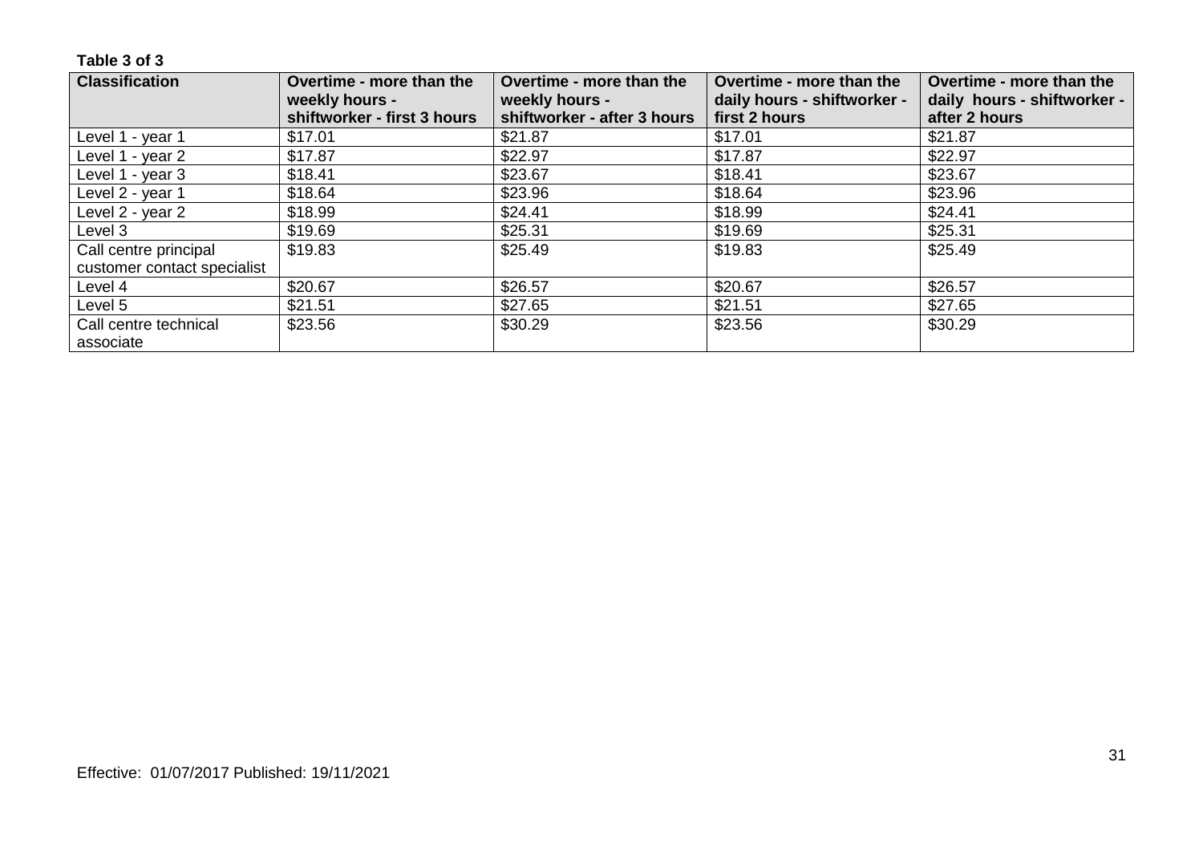**Table 3 of 3**

| Classification | Overtime - more than the weekly hours - shiftworker - first 3 hours | Overtime - more than the weekly hours - shiftworker - after 3 hours | Overtime - more than the daily hours - shiftworker - first 2 hours | Overtime - more than the daily hours - shiftworker - after 2 hours |
|---|---|---|---|---|
| Level 1 - year 1 | $17.01 | $21.87 | $17.01 | $21.87 |
| Level 1 - year 2 | $17.87 | $22.97 | $17.87 | $22.97 |
| Level 1 - year 3 | $18.41 | $23.67 | $18.41 | $23.67 |
| Level 2 - year 1 | $18.64 | $23.96 | $18.64 | $23.96 |
| Level 2 - year 2 | $18.99 | $24.41 | $18.99 | $24.41 |
| Level 3 | $19.69 | $25.31 | $19.69 | $25.31 |
| Call centre principal customer contact specialist | $19.83 | $25.49 | $19.83 | $25.49 |
| Level 4 | $20.67 | $26.57 | $20.67 | $26.57 |
| Level 5 | $21.51 | $27.65 | $21.51 | $27.65 |
| Call centre technical associate | $23.56 | $30.29 | $23.56 | $30.29 |

Effective: 01/07/2017 Published: 19/11/2021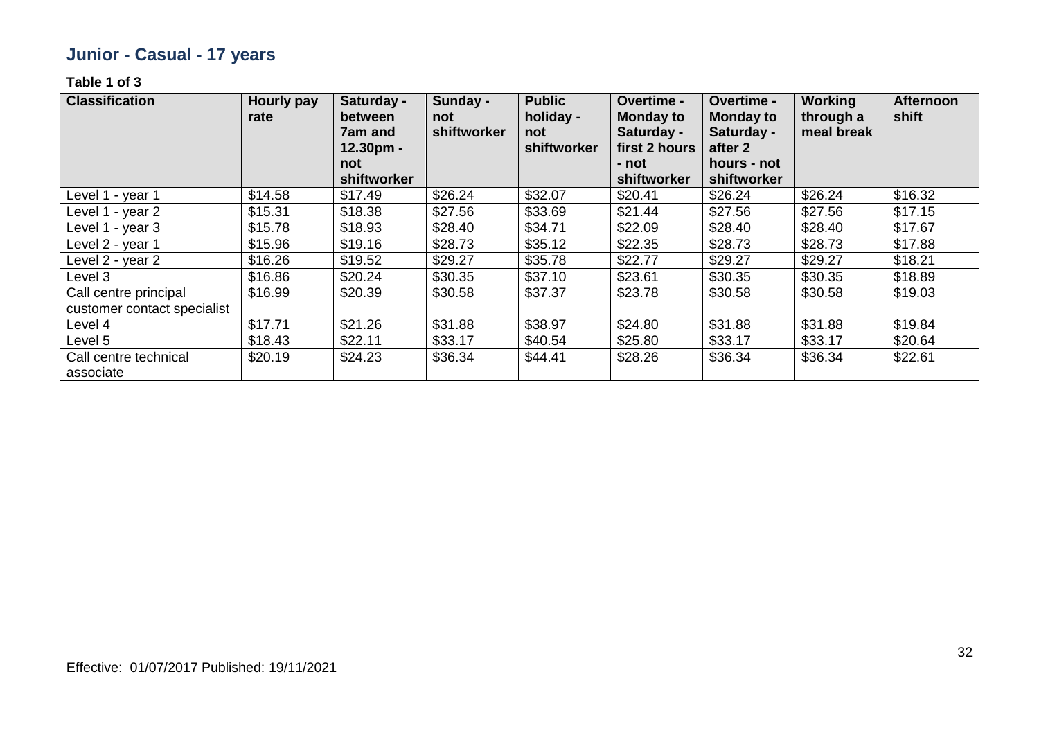## Junior - Casual - 17 years

**Table 1 of 3**

| Classification | Hourly pay rate | Saturday - between 7am and 12.30pm - not shiftworker | Sunday - not shiftworker | Public holiday - not shiftworker | Overtime - Monday to Saturday - first 2 hours - not shiftworker | Overtime - Monday to Saturday - after 2 hours - not shiftworker | Working through a meal break | Afternoon shift |
|---|---|---|---|---|---|---|---|---|
| Level 1 - year 1 | $14.58 | $17.49 | $26.24 | $32.07 | $20.41 | $26.24 | $26.24 | $16.32 |
| Level 1 - year 2 | $15.31 | $18.38 | $27.56 | $33.69 | $21.44 | $27.56 | $27.56 | $17.15 |
| Level 1 - year 3 | $15.78 | $18.93 | $28.40 | $34.71 | $22.09 | $28.40 | $28.40 | $17.67 |
| Level 2 - year 1 | $15.96 | $19.16 | $28.73 | $35.12 | $22.35 | $28.73 | $28.73 | $17.88 |
| Level 2 - year 2 | $16.26 | $19.52 | $29.27 | $35.78 | $22.77 | $29.27 | $29.27 | $18.21 |
| Level 3 | $16.86 | $20.24 | $30.35 | $37.10 | $23.61 | $30.35 | $30.35 | $18.89 |
| Call centre principal customer contact specialist | $16.99 | $20.39 | $30.58 | $37.37 | $23.78 | $30.58 | $30.58 | $19.03 |
| Level 4 | $17.71 | $21.26 | $31.88 | $38.97 | $24.80 | $31.88 | $31.88 | $19.84 |
| Level 5 | $18.43 | $22.11 | $33.17 | $40.54 | $25.80 | $33.17 | $33.17 | $20.64 |
| Call centre technical associate | $20.19 | $24.23 | $36.34 | $44.41 | $28.26 | $36.34 | $36.34 | $22.61 |

Effective: 01/07/2017 Published: 19/11/2021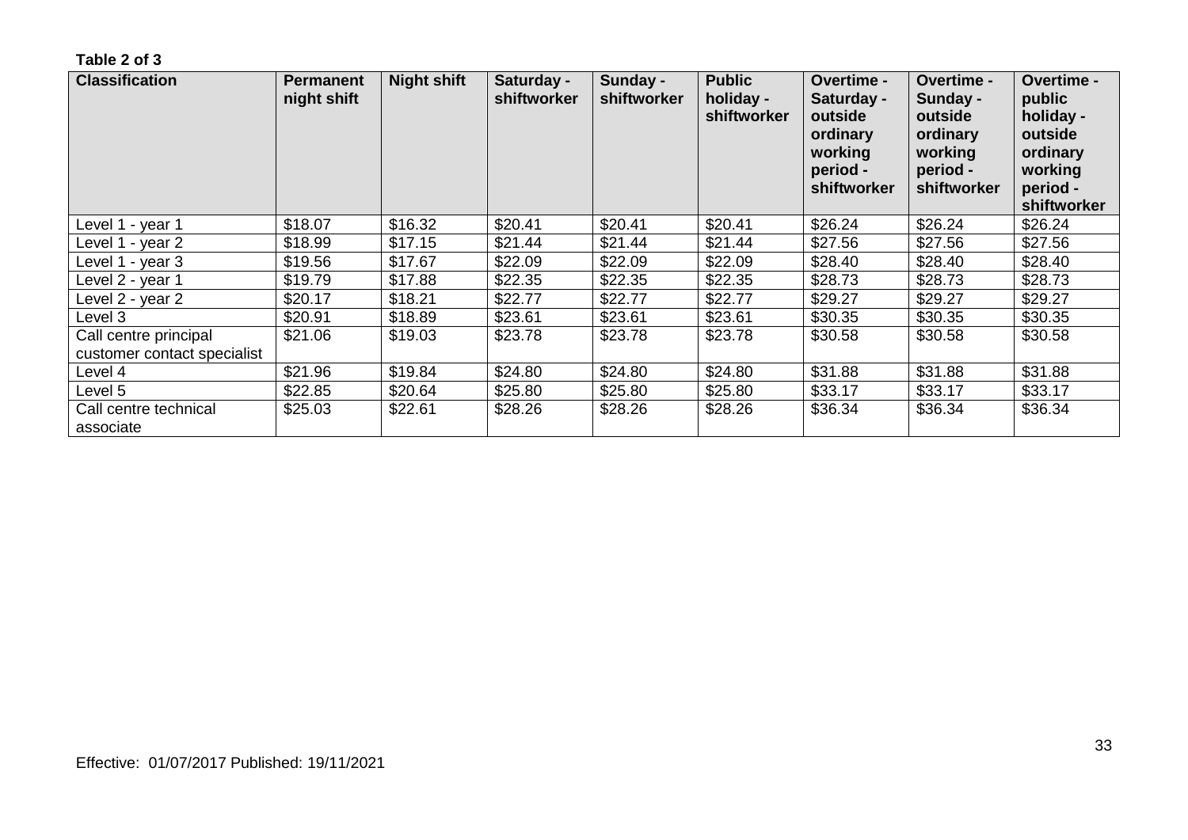**Table 2 of 3**

| Classification | Permanent night shift | Night shift | Saturday - shiftworker | Sunday - shiftworker | Public holiday - shiftworker | Overtime - Saturday - outside ordinary working period - shiftworker | Overtime - Sunday - outside ordinary working period - shiftworker | Overtime - public holiday - outside ordinary working period - shiftworker |
|---|---|---|---|---|---|---|---|---|
| Level 1 - year 1 | $18.07 | $16.32 | $20.41 | $20.41 | $20.41 | $26.24 | $26.24 | $26.24 |
| Level 1 - year 2 | $18.99 | $17.15 | $21.44 | $21.44 | $21.44 | $27.56 | $27.56 | $27.56 |
| Level 1 - year 3 | $19.56 | $17.67 | $22.09 | $22.09 | $22.09 | $28.40 | $28.40 | $28.40 |
| Level 2 - year 1 | $19.79 | $17.88 | $22.35 | $22.35 | $22.35 | $28.73 | $28.73 | $28.73 |
| Level 2 - year 2 | $20.17 | $18.21 | $22.77 | $22.77 | $22.77 | $29.27 | $29.27 | $29.27 |
| Level 3 | $20.91 | $18.89 | $23.61 | $23.61 | $23.61 | $30.35 | $30.35 | $30.35 |
| Call centre principal customer contact specialist | $21.06 | $19.03 | $23.78 | $23.78 | $23.78 | $30.58 | $30.58 | $30.58 |
| Level 4 | $21.96 | $19.84 | $24.80 | $24.80 | $24.80 | $31.88 | $31.88 | $31.88 |
| Level 5 | $22.85 | $20.64 | $25.80 | $25.80 | $25.80 | $33.17 | $33.17 | $33.17 |
| Call centre technical associate | $25.03 | $22.61 | $28.26 | $28.26 | $28.26 | $36.34 | $36.34 | $36.34 |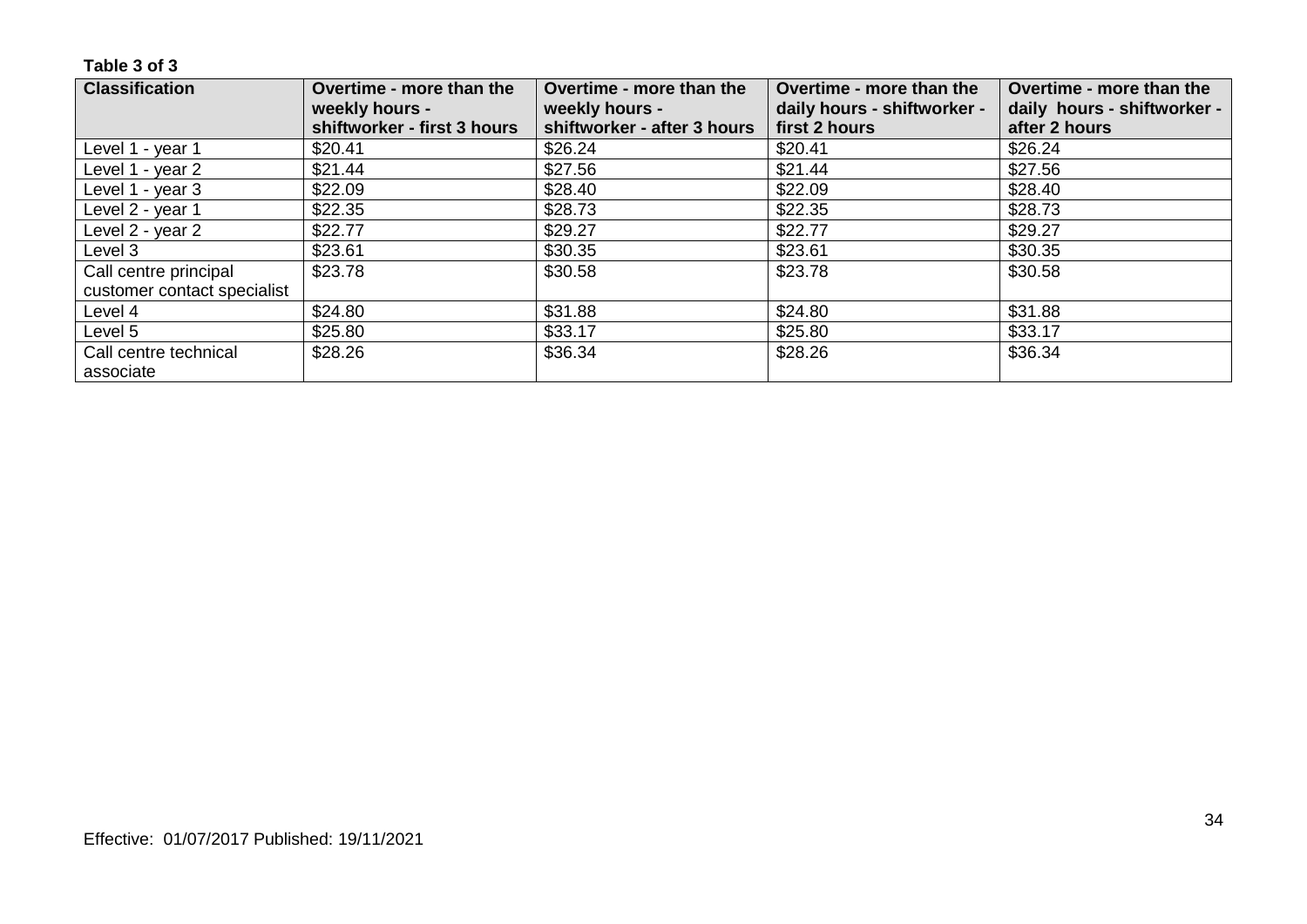**Table 3 of 3**

| Classification | Overtime - more than the weekly hours - shiftworker - first 3 hours | Overtime - more than the weekly hours - shiftworker - after 3 hours | Overtime - more than the daily hours - shiftworker - first 2 hours | Overtime - more than the daily hours - shiftworker - after 2 hours |
|---|---|---|---|---|
| Level 1 - year 1 | $20.41 | $26.24 | $20.41 | $26.24 |
| Level 1 - year 2 | $21.44 | $27.56 | $21.44 | $27.56 |
| Level 1 - year 3 | $22.09 | $28.40 | $22.09 | $28.40 |
| Level 2 - year 1 | $22.35 | $28.73 | $22.35 | $28.73 |
| Level 2 - year 2 | $22.77 | $29.27 | $22.77 | $29.27 |
| Level 3 | $23.61 | $30.35 | $23.61 | $30.35 |
| Call centre principal customer contact specialist | $23.78 | $30.58 | $23.78 | $30.58 |
| Level 4 | $24.80 | $31.88 | $24.80 | $31.88 |
| Level 5 | $25.80 | $33.17 | $25.80 | $33.17 |
| Call centre technical associate | $28.26 | $36.34 | $28.26 | $36.34 |

Effective: 01/07/2017 Published: 19/11/2021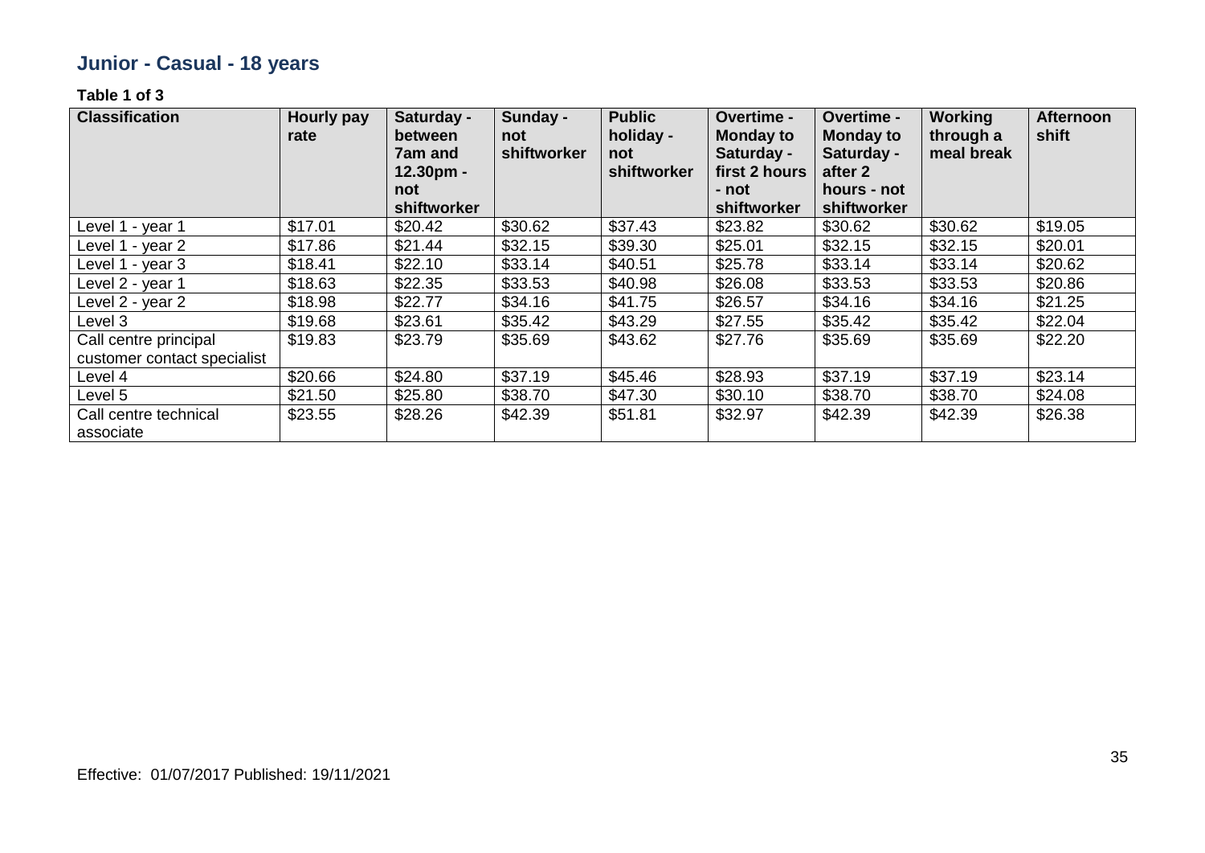## Junior - Casual - 18 years

**Table 1 of 3**

| Classification | Hourly pay rate | Saturday - between 7am and 12.30pm - not shiftworker | Sunday - not shiftworker | Public holiday - not shiftworker | Overtime - Monday to Saturday - first 2 hours - not shiftworker | Overtime - Monday to Saturday - after 2 hours - not shiftworker | Working through a meal break | Afternoon shift |
|---|---|---|---|---|---|---|---|---|
| Level 1 - year 1 | $17.01 | $20.42 | $30.62 | $37.43 | $23.82 | $30.62 | $30.62 | $19.05 |
| Level 1 - year 2 | $17.86 | $21.44 | $32.15 | $39.30 | $25.01 | $32.15 | $32.15 | $20.01 |
| Level 1 - year 3 | $18.41 | $22.10 | $33.14 | $40.51 | $25.78 | $33.14 | $33.14 | $20.62 |
| Level 2 - year 1 | $18.63 | $22.35 | $33.53 | $40.98 | $26.08 | $33.53 | $33.53 | $20.86 |
| Level 2 - year 2 | $18.98 | $22.77 | $34.16 | $41.75 | $26.57 | $34.16 | $34.16 | $21.25 |
| Level 3 | $19.68 | $23.61 | $35.42 | $43.29 | $27.55 | $35.42 | $35.42 | $22.04 |
| Call centre principal customer contact specialist | $19.83 | $23.79 | $35.69 | $43.62 | $27.76 | $35.69 | $35.69 | $22.20 |
| Level 4 | $20.66 | $24.80 | $37.19 | $45.46 | $28.93 | $37.19 | $37.19 | $23.14 |
| Level 5 | $21.50 | $25.80 | $38.70 | $47.30 | $30.10 | $38.70 | $38.70 | $24.08 |
| Call centre technical associate | $23.55 | $28.26 | $42.39 | $51.81 | $32.97 | $42.39 | $42.39 | $26.38 |

Effective: 01/07/2017 Published: 19/11/2021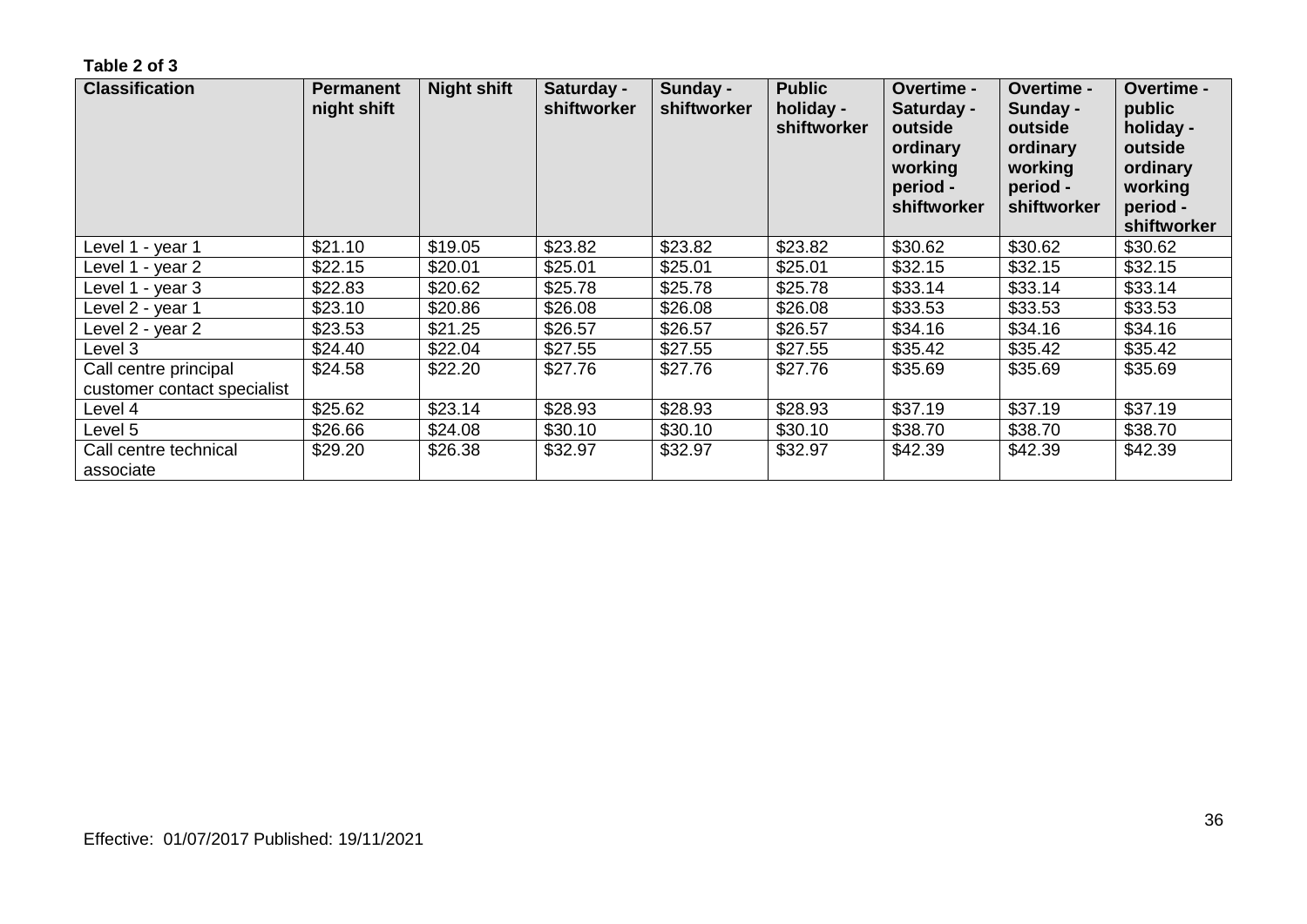**Table 2 of 3**

| Classification | Permanent night shift | Night shift | Saturday - shiftworker | Sunday - shiftworker | Public holiday - shiftworker | Overtime - Saturday - outside ordinary working period - shiftworker | Overtime - Sunday - outside ordinary working period - shiftworker | Overtime - public holiday - outside ordinary working period - shiftworker |
|---|---|---|---|---|---|---|---|---|
| Level 1 - year 1 | $21.10 | $19.05 | $23.82 | $23.82 | $23.82 | $30.62 | $30.62 | $30.62 |
| Level 1 - year 2 | $22.15 | $20.01 | $25.01 | $25.01 | $25.01 | $32.15 | $32.15 | $32.15 |
| Level 1 - year 3 | $22.83 | $20.62 | $25.78 | $25.78 | $25.78 | $33.14 | $33.14 | $33.14 |
| Level 2 - year 1 | $23.10 | $20.86 | $26.08 | $26.08 | $26.08 | $33.53 | $33.53 | $33.53 |
| Level 2 - year 2 | $23.53 | $21.25 | $26.57 | $26.57 | $26.57 | $34.16 | $34.16 | $34.16 |
| Level 3 | $24.40 | $22.04 | $27.55 | $27.55 | $27.55 | $35.42 | $35.42 | $35.42 |
| Call centre principal customer contact specialist | $24.58 | $22.20 | $27.76 | $27.76 | $27.76 | $35.69 | $35.69 | $35.69 |
| Level 4 | $25.62 | $23.14 | $28.93 | $28.93 | $28.93 | $37.19 | $37.19 | $37.19 |
| Level 5 | $26.66 | $24.08 | $30.10 | $30.10 | $30.10 | $38.70 | $38.70 | $38.70 |
| Call centre technical associate | $29.20 | $26.38 | $32.97 | $32.97 | $32.97 | $42.39 | $42.39 | $42.39 |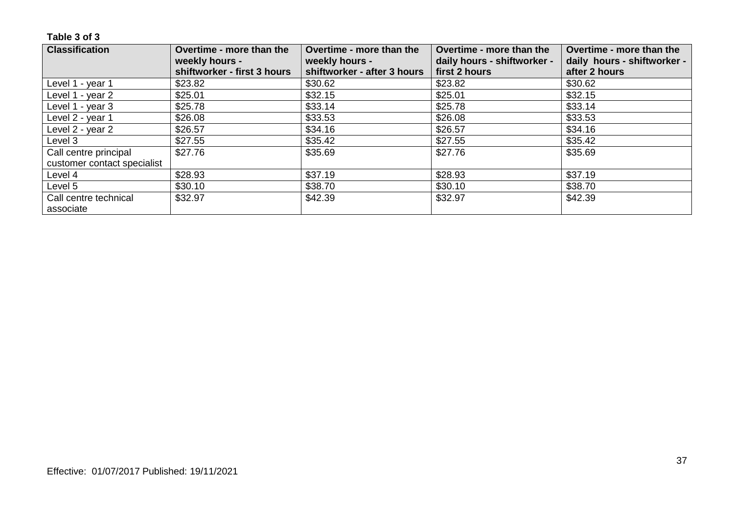**Table 3 of 3**

| Classification | Overtime - more than the weekly hours - shiftworker - first 3 hours | Overtime - more than the weekly hours - shiftworker - after 3 hours | Overtime - more than the daily hours - shiftworker - first 2 hours | Overtime - more than the daily hours - shiftworker - after 2 hours |
|---|---|---|---|---|
| Level 1 - year 1 | $23.82 | $30.62 | $23.82 | $30.62 |
| Level 1 - year 2 | $25.01 | $32.15 | $25.01 | $32.15 |
| Level 1 - year 3 | $25.78 | $33.14 | $25.78 | $33.14 |
| Level 2 - year 1 | $26.08 | $33.53 | $26.08 | $33.53 |
| Level 2 - year 2 | $26.57 | $34.16 | $26.57 | $34.16 |
| Level 3 | $27.55 | $35.42 | $27.55 | $35.42 |
| Call centre principal customer contact specialist | $27.76 | $35.69 | $27.76 | $35.69 |
| Level 4 | $28.93 | $37.19 | $28.93 | $37.19 |
| Level 5 | $30.10 | $38.70 | $30.10 | $38.70 |
| Call centre technical associate | $32.97 | $42.39 | $32.97 | $42.39 |

Effective: 01/07/2017 Published: 19/11/2021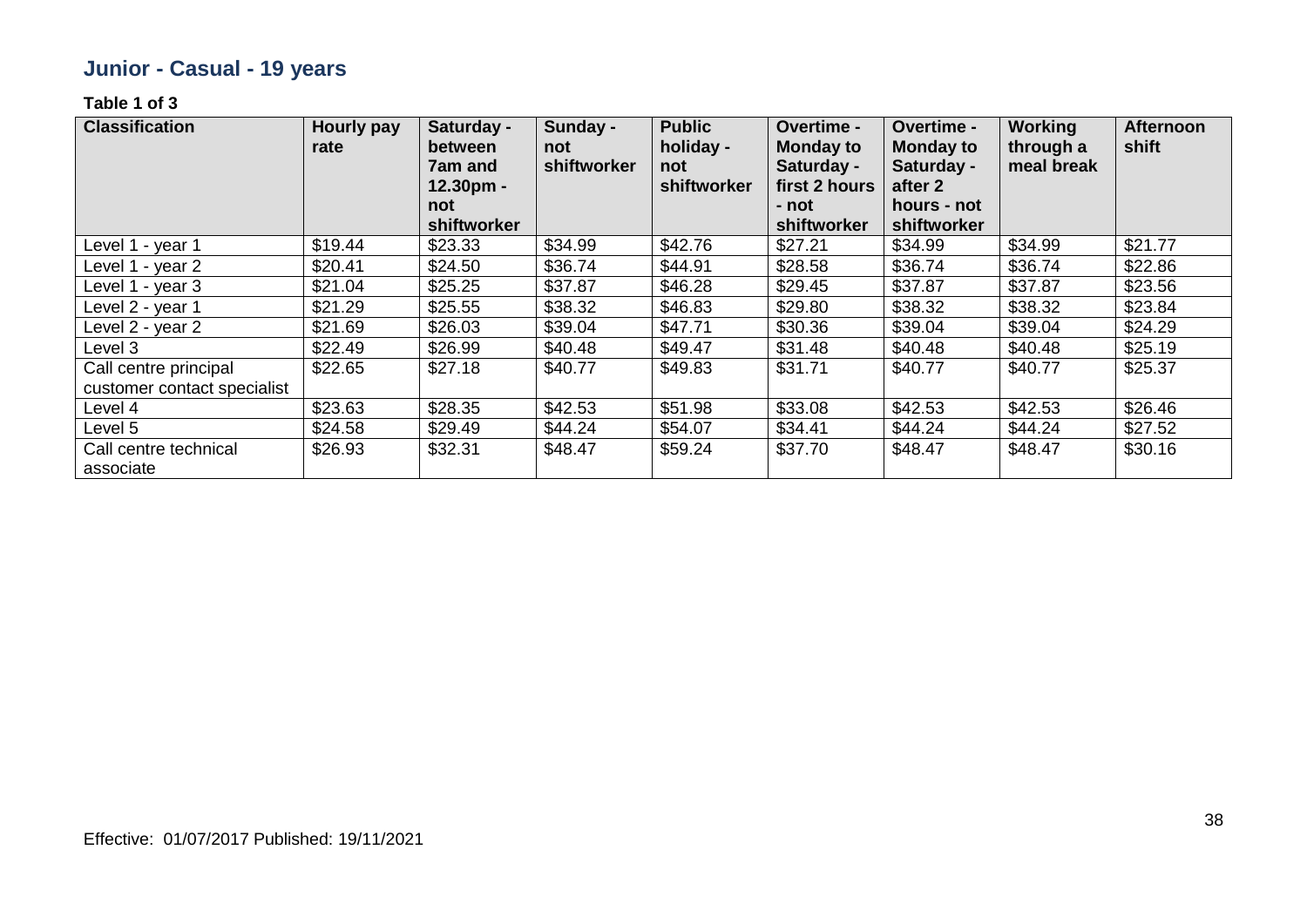## Junior - Casual - 19 years

**Table 1 of 3**

| Classification | Hourly pay rate | Saturday - between 7am and 12.30pm - not shiftworker | Sunday - not shiftworker | Public holiday - not shiftworker | Overtime - Monday to Saturday - first 2 hours - not shiftworker | Overtime - Monday to Saturday - after 2 hours - not shiftworker | Working through a meal break | Afternoon shift |
|---|---|---|---|---|---|---|---|---|
| Level 1 - year 1 | $19.44 | $23.33 | $34.99 | $42.76 | $27.21 | $34.99 | $34.99 | $21.77 |
| Level 1 - year 2 | $20.41 | $24.50 | $36.74 | $44.91 | $28.58 | $36.74 | $36.74 | $22.86 |
| Level 1 - year 3 | $21.04 | $25.25 | $37.87 | $46.28 | $29.45 | $37.87 | $37.87 | $23.56 |
| Level 2 - year 1 | $21.29 | $25.55 | $38.32 | $46.83 | $29.80 | $38.32 | $38.32 | $23.84 |
| Level 2 - year 2 | $21.69 | $26.03 | $39.04 | $47.71 | $30.36 | $39.04 | $39.04 | $24.29 |
| Level 3 | $22.49 | $26.99 | $40.48 | $49.47 | $31.48 | $40.48 | $40.48 | $25.19 |
| Call centre principal customer contact specialist | $22.65 | $27.18 | $40.77 | $49.83 | $31.71 | $40.77 | $40.77 | $25.37 |
| Level 4 | $23.63 | $28.35 | $42.53 | $51.98 | $33.08 | $42.53 | $42.53 | $26.46 |
| Level 5 | $24.58 | $29.49 | $44.24 | $54.07 | $34.41 | $44.24 | $44.24 | $27.52 |
| Call centre technical associate | $26.93 | $32.31 | $48.47 | $59.24 | $37.70 | $48.47 | $48.47 | $30.16 |

Effective: 01/07/2017 Published: 19/11/2021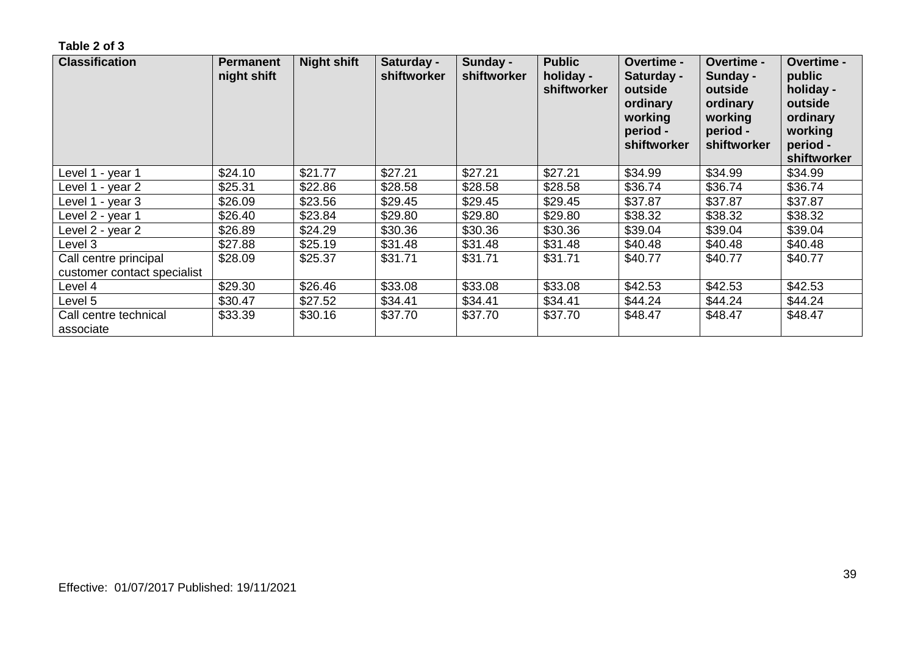**Table 2 of 3**

| Classification | Permanent night shift | Night shift | Saturday - shiftworker | Sunday - shiftworker | Public holiday - shiftworker | Overtime - Saturday - outside ordinary working period - shiftworker | Overtime - Sunday - outside ordinary working period - shiftworker | Overtime - public holiday - outside ordinary working period - shiftworker |
|---|---|---|---|---|---|---|---|---|
| Level 1 - year 1 | $24.10 | $21.77 | $27.21 | $27.21 | $27.21 | $34.99 | $34.99 | $34.99 |
| Level 1 - year 2 | $25.31 | $22.86 | $28.58 | $28.58 | $28.58 | $36.74 | $36.74 | $36.74 |
| Level 1 - year 3 | $26.09 | $23.56 | $29.45 | $29.45 | $29.45 | $37.87 | $37.87 | $37.87 |
| Level 2 - year 1 | $26.40 | $23.84 | $29.80 | $29.80 | $29.80 | $38.32 | $38.32 | $38.32 |
| Level 2 - year 2 | $26.89 | $24.29 | $30.36 | $30.36 | $30.36 | $39.04 | $39.04 | $39.04 |
| Level 3 | $27.88 | $25.19 | $31.48 | $31.48 | $31.48 | $40.48 | $40.48 | $40.48 |
| Call centre principal customer contact specialist | $28.09 | $25.37 | $31.71 | $31.71 | $31.71 | $40.77 | $40.77 | $40.77 |
| Level 4 | $29.30 | $26.46 | $33.08 | $33.08 | $33.08 | $42.53 | $42.53 | $42.53 |
| Level 5 | $30.47 | $27.52 | $34.41 | $34.41 | $34.41 | $44.24 | $44.24 | $44.24 |
| Call centre technical associate | $33.39 | $30.16 | $37.70 | $37.70 | $37.70 | $48.47 | $48.47 | $48.47 |

Effective: 01/07/2017 Published: 19/11/2021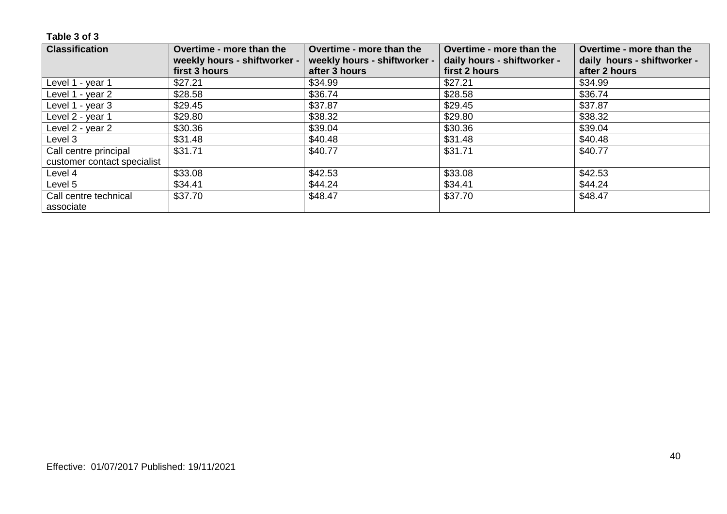**Table 3 of 3**

| Classification | Overtime - more than the weekly hours - shiftworker - first 3 hours | Overtime - more than the weekly hours - shiftworker - after 3 hours | Overtime - more than the daily hours - shiftworker - first 2 hours | Overtime - more than the daily hours - shiftworker - after 2 hours |
|---|---|---|---|---|
| Level 1 - year 1 | $27.21 | $34.99 | $27.21 | $34.99 |
| Level 1 - year 2 | $28.58 | $36.74 | $28.58 | $36.74 |
| Level 1 - year 3 | $29.45 | $37.87 | $29.45 | $37.87 |
| Level 2 - year 1 | $29.80 | $38.32 | $29.80 | $38.32 |
| Level 2 - year 2 | $30.36 | $39.04 | $30.36 | $39.04 |
| Level 3 | $31.48 | $40.48 | $31.48 | $40.48 |
| Call centre principal customer contact specialist | $31.71 | $40.77 | $31.71 | $40.77 |
| Level 4 | $33.08 | $42.53 | $33.08 | $42.53 |
| Level 5 | $34.41 | $44.24 | $34.41 | $44.24 |
| Call centre technical associate | $37.70 | $48.47 | $37.70 | $48.47 |

Effective: 01/07/2017 Published: 19/11/2021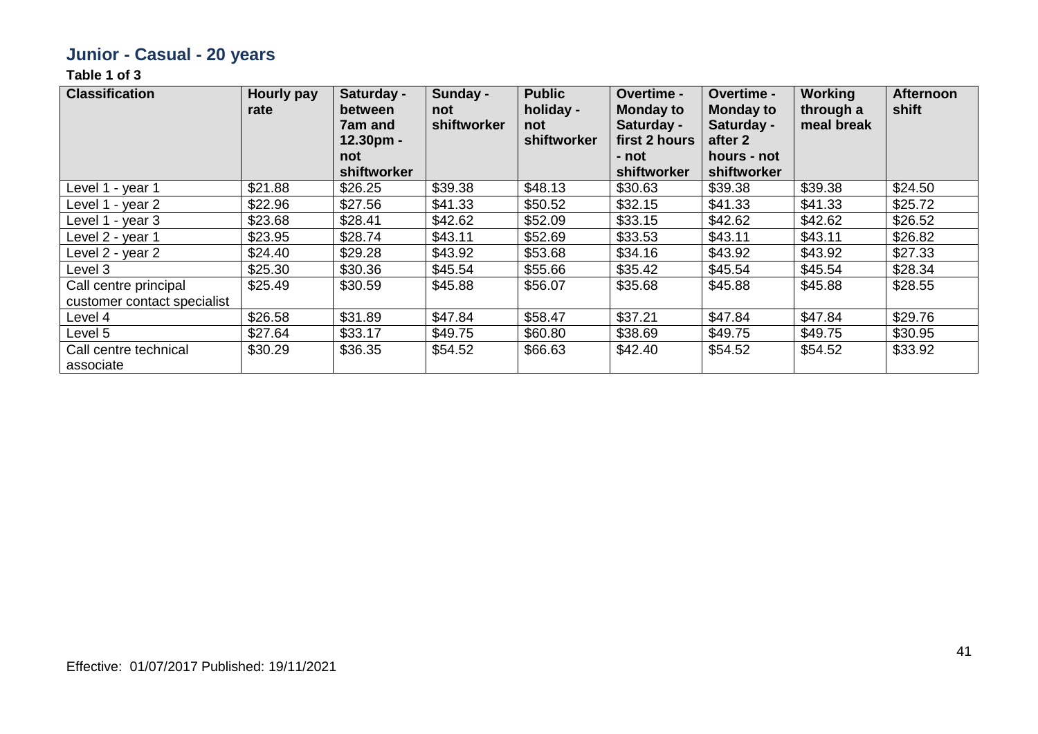## Junior - Casual - 20 years

**Table 1 of 3**

| Classification | Hourly pay rate | Saturday - between 7am and 12.30pm - not shiftworker | Sunday - not shiftworker | Public holiday - not shiftworker | Overtime - Monday to Saturday - first 2 hours - not shiftworker | Overtime - Monday to Saturday - after 2 hours - not shiftworker | Working through a meal break | Afternoon shift |
|---|---|---|---|---|---|---|---|---|
| Level 1 - year 1 | $21.88 | $26.25 | $39.38 | $48.13 | $30.63 | $39.38 | $39.38 | $24.50 |
| Level 1 - year 2 | $22.96 | $27.56 | $41.33 | $50.52 | $32.15 | $41.33 | $41.33 | $25.72 |
| Level 1 - year 3 | $23.68 | $28.41 | $42.62 | $52.09 | $33.15 | $42.62 | $42.62 | $26.52 |
| Level 2 - year 1 | $23.95 | $28.74 | $43.11 | $52.69 | $33.53 | $43.11 | $43.11 | $26.82 |
| Level 2 - year 2 | $24.40 | $29.28 | $43.92 | $53.68 | $34.16 | $43.92 | $43.92 | $27.33 |
| Level 3 | $25.30 | $30.36 | $45.54 | $55.66 | $35.42 | $45.54 | $45.54 | $28.34 |
| Call centre principal customer contact specialist | $25.49 | $30.59 | $45.88 | $56.07 | $35.68 | $45.88 | $45.88 | $28.55 |
| Level 4 | $26.58 | $31.89 | $47.84 | $58.47 | $37.21 | $47.84 | $47.84 | $29.76 |
| Level 5 | $27.64 | $33.17 | $49.75 | $60.80 | $38.69 | $49.75 | $49.75 | $30.95 |
| Call centre technical associate | $30.29 | $36.35 | $54.52 | $66.63 | $42.40 | $54.52 | $54.52 | $33.92 |

Effective: 01/07/2017 Published: 19/11/2021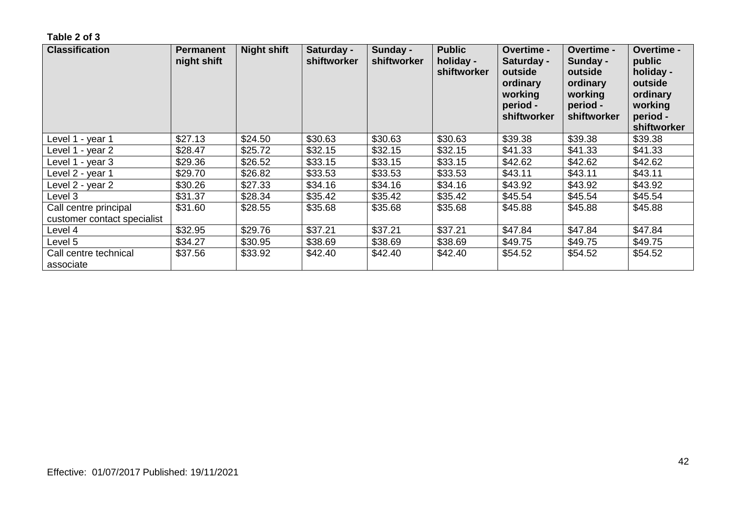**Table 2 of 3**

| Classification | Permanent night shift | Night shift | Saturday - shiftworker | Sunday - shiftworker | Public holiday - shiftworker | Overtime - Saturday - outside ordinary working period - shiftworker | Overtime - Sunday - outside ordinary working period - shiftworker | Overtime - public holiday - outside ordinary working period - shiftworker |
|---|---|---|---|---|---|---|---|---|
| Level 1 - year 1 | $27.13 | $24.50 | $30.63 | $30.63 | $30.63 | $39.38 | $39.38 | $39.38 |
| Level 1 - year 2 | $28.47 | $25.72 | $32.15 | $32.15 | $32.15 | $41.33 | $41.33 | $41.33 |
| Level 1 - year 3 | $29.36 | $26.52 | $33.15 | $33.15 | $33.15 | $42.62 | $42.62 | $42.62 |
| Level 2 - year 1 | $29.70 | $26.82 | $33.53 | $33.53 | $33.53 | $43.11 | $43.11 | $43.11 |
| Level 2 - year 2 | $30.26 | $27.33 | $34.16 | $34.16 | $34.16 | $43.92 | $43.92 | $43.92 |
| Level 3 | $31.37 | $28.34 | $35.42 | $35.42 | $35.42 | $45.54 | $45.54 | $45.54 |
| Call centre principal customer contact specialist | $31.60 | $28.55 | $35.68 | $35.68 | $35.68 | $45.88 | $45.88 | $45.88 |
| Level 4 | $32.95 | $29.76 | $37.21 | $37.21 | $37.21 | $47.84 | $47.84 | $47.84 |
| Level 5 | $34.27 | $30.95 | $38.69 | $38.69 | $38.69 | $49.75 | $49.75 | $49.75 |
| Call centre technical associate | $37.56 | $33.92 | $42.40 | $42.40 | $42.40 | $54.52 | $54.52 | $54.52 |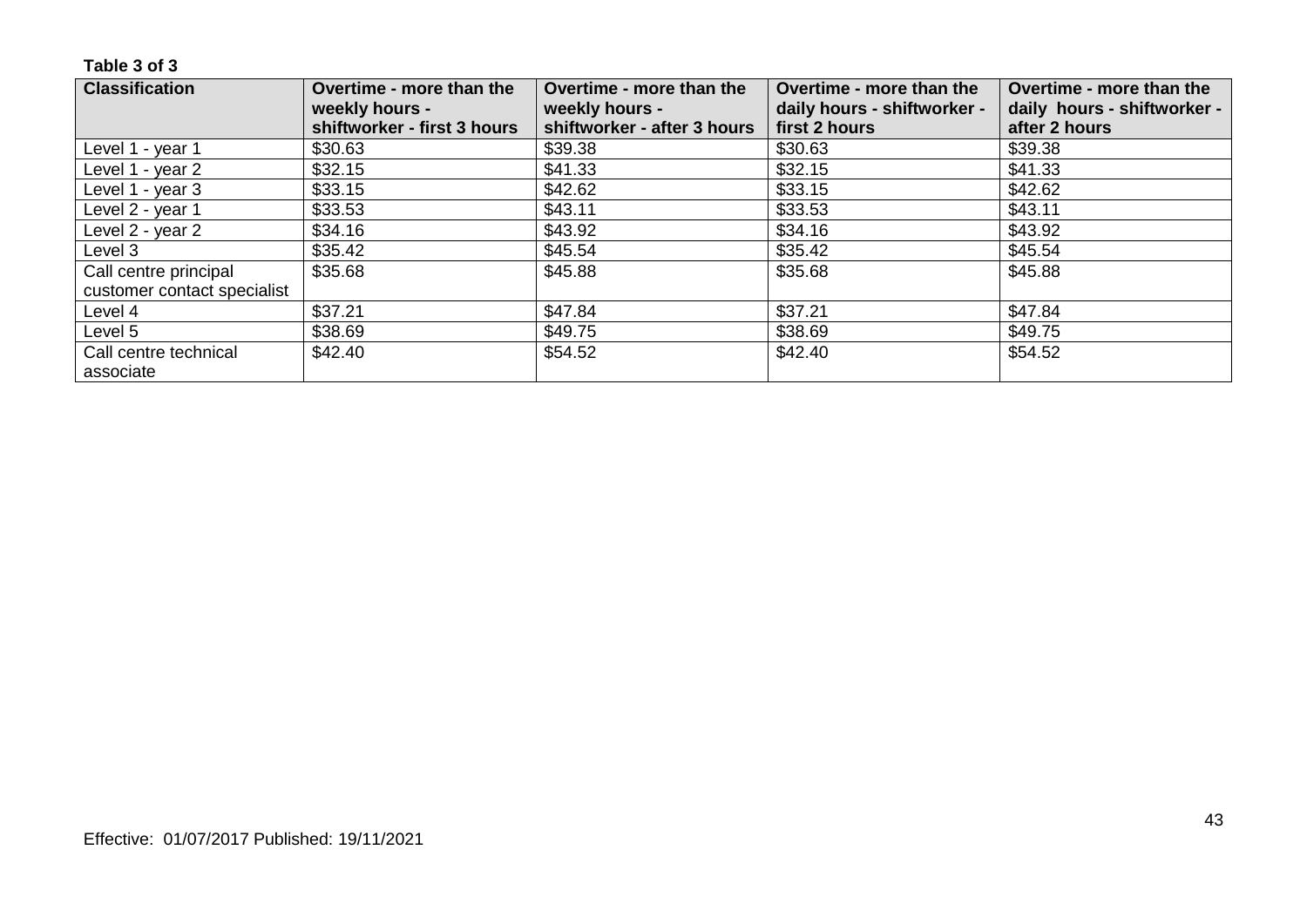**Table 3 of 3**

| Classification | Overtime - more than the weekly hours - shiftworker - first 3 hours | Overtime - more than the weekly hours - shiftworker - after 3 hours | Overtime - more than the daily hours - shiftworker - first 2 hours | Overtime - more than the daily hours - shiftworker - after 2 hours |
|---|---|---|---|---|
| Level 1 - year 1 | $30.63 | $39.38 | $30.63 | $39.38 |
| Level 1 - year 2 | $32.15 | $41.33 | $32.15 | $41.33 |
| Level 1 - year 3 | $33.15 | $42.62 | $33.15 | $42.62 |
| Level 2 - year 1 | $33.53 | $43.11 | $33.53 | $43.11 |
| Level 2 - year 2 | $34.16 | $43.92 | $34.16 | $43.92 |
| Level 3 | $35.42 | $45.54 | $35.42 | $45.54 |
| Call centre principal customer contact specialist | $35.68 | $45.88 | $35.68 | $45.88 |
| Level 4 | $37.21 | $47.84 | $37.21 | $47.84 |
| Level 5 | $38.69 | $49.75 | $38.69 | $49.75 |
| Call centre technical associate | $42.40 | $54.52 | $42.40 | $54.52 |

Effective: 01/07/2017 Published: 19/11/2021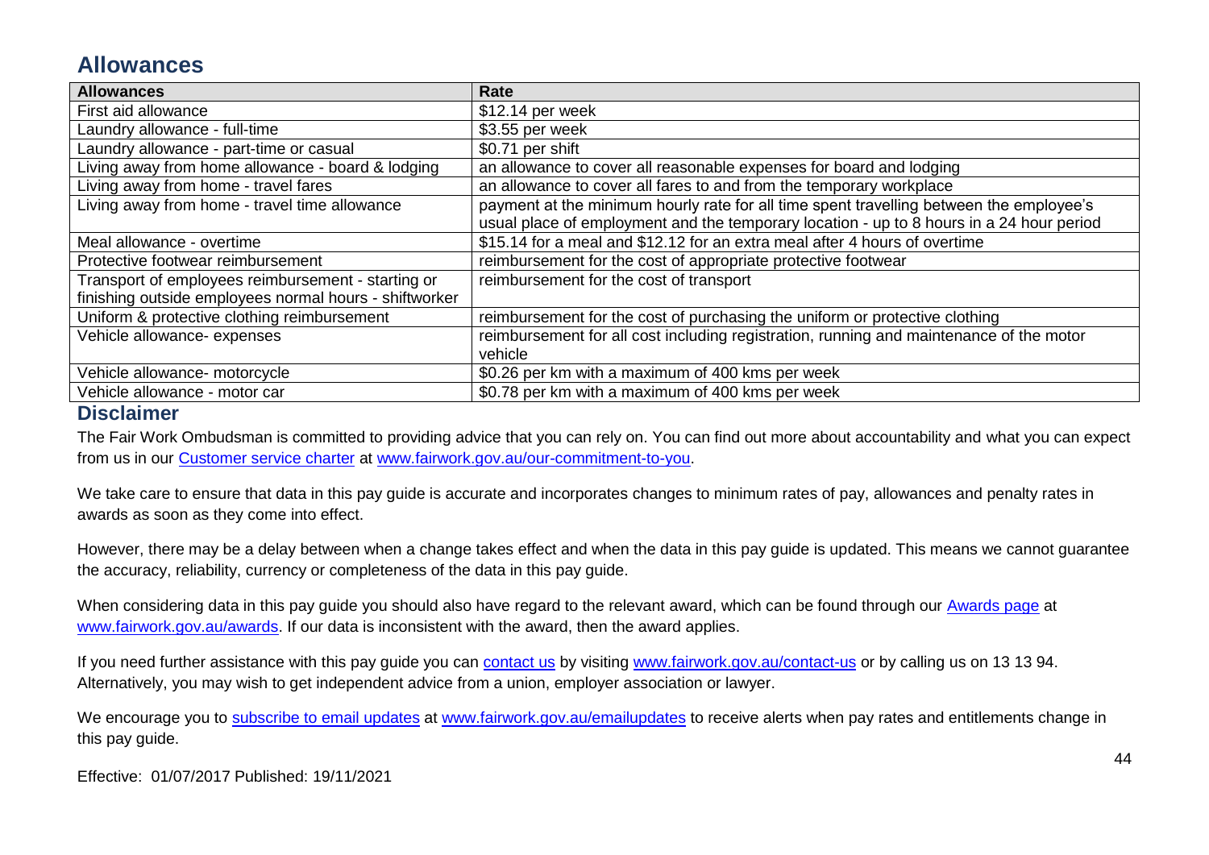## Allowances

| Allowances | Rate |
|---|---|
| First aid allowance | $12.14 per week |
| Laundry allowance - full-time | $3.55 per week |
| Laundry allowance - part-time or casual | $0.71 per shift |
| Living away from home allowance - board & lodging | an allowance to cover all reasonable expenses for board and lodging |
| Living away from home - travel fares | an allowance to cover all fares to and from the temporary workplace |
| Living away from home - travel time allowance | payment at the minimum hourly rate for all time spent travelling between the employee's usual place of employment and the temporary location - up to 8 hours in a 24 hour period |
| Meal allowance - overtime | $15.14 for a meal and $12.12 for an extra meal after 4 hours of overtime |
| Protective footwear reimbursement | reimbursement for the cost of appropriate protective footwear |
| Transport of employees reimbursement - starting or finishing outside employees normal hours - shiftworker | reimbursement for the cost of transport |
| Uniform & protective clothing reimbursement | reimbursement for the cost of purchasing the uniform or protective clothing |
| Vehicle allowance- expenses | reimbursement for all cost including registration, running and maintenance of the motor vehicle |
| Vehicle allowance- motorcycle | $0.26 per km with a maximum of 400 kms per week |
| Vehicle allowance - motor car | $0.78 per km with a maximum of 400 kms per week |

## Disclaimer

The Fair Work Ombudsman is committed to providing advice that you can rely on. You can find out more about accountability and what you can expect from us in our Customer service charter at www.fairwork.gov.au/our-commitment-to-you.

We take care to ensure that data in this pay guide is accurate and incorporates changes to minimum rates of pay, allowances and penalty rates in awards as soon as they come into effect.

However, there may be a delay between when a change takes effect and when the data in this pay guide is updated. This means we cannot guarantee the accuracy, reliability, currency or completeness of the data in this pay guide.

When considering data in this pay guide you should also have regard to the relevant award, which can be found through our Awards page at www.fairwork.gov.au/awards. If our data is inconsistent with the award, then the award applies.

If you need further assistance with this pay guide you can contact us by visiting www.fairwork.gov.au/contact-us or by calling us on 13 13 94. Alternatively, you may wish to get independent advice from a union, employer association or lawyer.

We encourage you to subscribe to email updates at www.fairwork.gov.au/emailupdates to receive alerts when pay rates and entitlements change in this pay guide.

Effective: 01/07/2017 Published: 19/11/2021